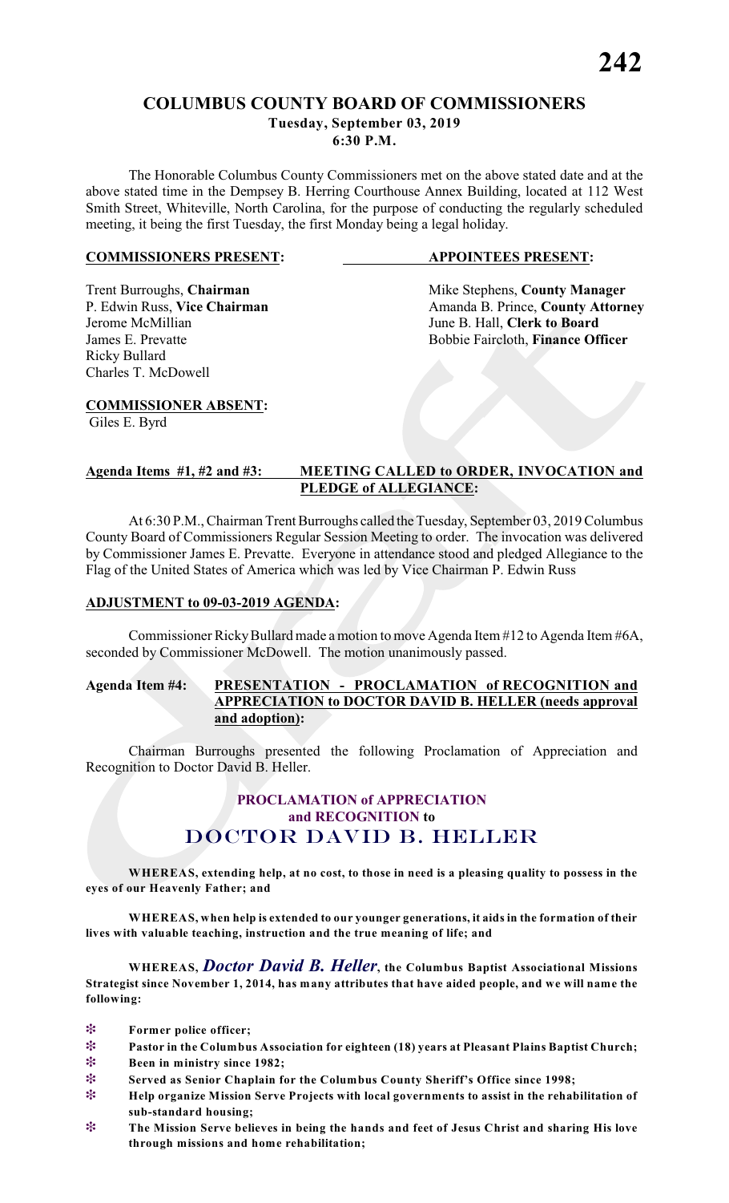# COLUMBUS COUNTY BOARD OF COMMISSIONERS
**Tuesday, September 03, 2019**
**6:30 P.M.**

The Honorable Columbus County Commissioners met on the above stated date and at the above stated time in the Dempsey B. Herring Courthouse Annex Building, located at 112 West Smith Street, Whiteville, North Carolina, for the purpose of conducting the regularly scheduled meeting, it being the first Tuesday, the first Monday being a legal holiday.

| **COMMISSIONERS PRESENT:** | **APPOINTEES PRESENT:** |
|---|---|
| Trent Burroughs, **Chairman** | Mike Stephens, **County Manager** |
| P. Edwin Russ, **Vice Chairman** | Amanda B. Prince, **County Attorney** |
| Jerome McMillian | June B. Hall, **Clerk to Board** |
| James E. Prevatte | Bobbie Faircloth, **Finance Officer** |
| Ricky Bullard | |
| Charles T. McDowell | |

**COMMISSIONER ABSENT:**
Giles E. Byrd

**Agenda Items #1, #2 and #3: MEETING CALLED to ORDER, INVOCATION and PLEDGE of ALLEGIANCE:**

At 6:30 P.M., Chairman Trent Burroughs called the Tuesday, September 03, 2019 Columbus County Board of Commissioners Regular Session Meeting to order. The invocation was delivered by Commissioner James E. Prevatte. Everyone in attendance stood and pledged Allegiance to the Flag of the United States of America which was led by Vice Chairman P. Edwin Russ

**ADJUSTMENT to 09-03-2019 AGENDA:**

Commissioner Ricky Bullard made a motion to move Agenda Item #12 to Agenda Item #6A, seconded by Commissioner McDowell. The motion unanimously passed.

**Agenda Item #4: PRESENTATION - PROCLAMATION of RECOGNITION and APPRECIATION to DOCTOR DAVID B. HELLER (needs approval and adoption):**

Chairman Burroughs presented the following Proclamation of Appreciation and Recognition to Doctor David B. Heller.

## PROCLAMATION of APPRECIATION and RECOGNITION to
## DOCTOR DAVID B. HELLER

**WHEREAS, extending help, at no cost, to those in need is a pleasing quality to possess in the eyes of our Heavenly Father; and**

**WHEREAS, when help is extended to our younger generations, it aids in the formation of their lives with valuable teaching, instruction and the true meaning of life; and**

**WHEREAS, *Doctor David B. Heller*, the Columbus Baptist Associational Missions Strategist since November 1, 2014, has many attributes that have aided people, and we will name the following:**

- **Former police officer;**
- **Pastor in the Columbus Association for eighteen (18) years at Pleasant Plains Baptist Church;**
- **Been in ministry since 1982;**
- **Served as Senior Chaplain for the Columbus County Sheriff's Office since 1998;**
- **Help organize Mission Serve Projects with local governments to assist in the rehabilitation of sub-standard housing;**
- **The Mission Serve believes in being the hands and feet of Jesus Christ and sharing His love through missions and home rehabilitation;**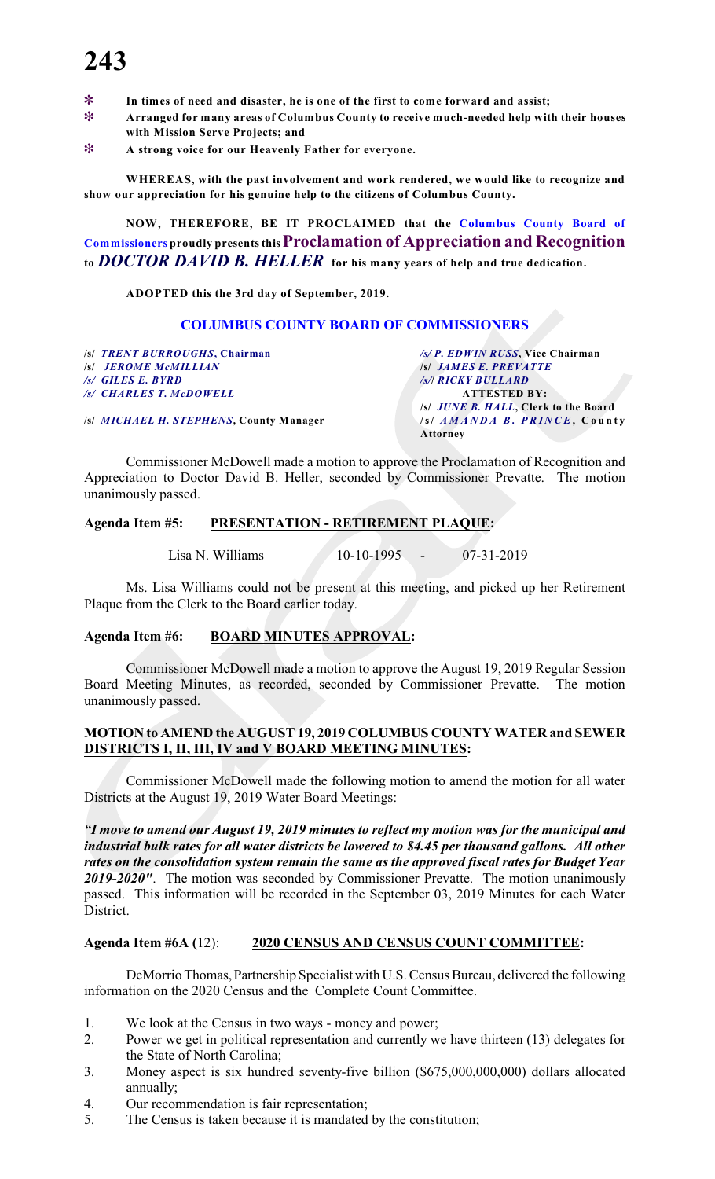- **In times of need and disaster, he is one of the first to come forward and assist;**
- **Arranged for many areas of Columbus County to receive much-needed help with their houses with Mission Serve Projects; and**
- **A strong voice for our Heavenly Father for everyone.**

**WHEREAS, with the past involvement and work rendered, we would like to recognize and show our appreciation for his genuine help to the citizens of Columbus County.**

**NOW, THEREFORE, BE IT PROCLAIMED that the Columbus County Board of Commissioners proudly presents this Proclamation of Appreciation and Recognition to *DOCTOR DAVID B. HELLER* for his many years of help and true dedication.**

**ADOPTED this the 3rd day of September, 2019.**

**COLUMBUS COUNTY BOARD OF COMMISSIONERS**

| | |
|---|---|
| /s/ ***TRENT BURROUGHS*, Chairman** | /s/ ***P. EDWIN RUSS*, Vice Chairman** |
| /s/ ***JEROME McMILLIAN*** | /s/ ***JAMES E. PREVATTE*** |
| /s/ ***GILES E. BYRD*** | /s/ ***RICKY BULLARD*** |
| /s/ ***CHARLES T. McDOWELL*** | **ATTESTED BY:** |
| | /s/ ***JUNE B. HALL*, Clerk to the Board** |
| /s/ ***MICHAEL H. STEPHENS*, County Manager** | /s/ ***AMANDA B. PRINCE*, County Attorney** |

Commissioner McDowell made a motion to approve the Proclamation of Recognition and Appreciation to Doctor David B. Heller, seconded by Commissioner Prevatte. The motion unanimously passed.

**Agenda Item #5: PRESENTATION - RETIREMENT PLAQUE:**

Lisa N. Williams 10-10-1995 - 07-31-2019

Ms. Lisa Williams could not be present at this meeting, and picked up her Retirement Plaque from the Clerk to the Board earlier today.

**Agenda Item #6: BOARD MINUTES APPROVAL:**

Commissioner McDowell made a motion to approve the August 19, 2019 Regular Session Board Meeting Minutes, as recorded, seconded by Commissioner Prevatte. The motion unanimously passed.

**MOTION to AMEND the AUGUST 19, 2019 COLUMBUS COUNTY WATER and SEWER DISTRICTS I, II, III, IV and V BOARD MEETING MINUTES:**

Commissioner McDowell made the following motion to amend the motion for all water Districts at the August 19, 2019 Water Board Meetings:

***"I move to amend our August 19, 2019 minutes to reflect my motion was for the municipal and industrial bulk rates for all water districts be lowered to $4.45 per thousand gallons. All other rates on the consolidation system remain the same as the approved fiscal rates for Budget Year 2019-2020"***. The motion was seconded by Commissioner Prevatte. The motion unanimously passed. This information will be recorded in the September 03, 2019 Minutes for each Water District.

**Agenda Item #6A (~~12~~): 2020 CENSUS AND CENSUS COUNT COMMITTEE:**

DeMorrio Thomas, Partnership Specialist with U.S. Census Bureau, delivered the following information on the 2020 Census and the Complete Count Committee.

1. We look at the Census in two ways - money and power;
2. Power we get in political representation and currently we have thirteen (13) delegates for the State of North Carolina;
3. Money aspect is six hundred seventy-five billion ($675,000,000,000) dollars allocated annually;
4. Our recommendation is fair representation;
5. The Census is taken because it is mandated by the constitution;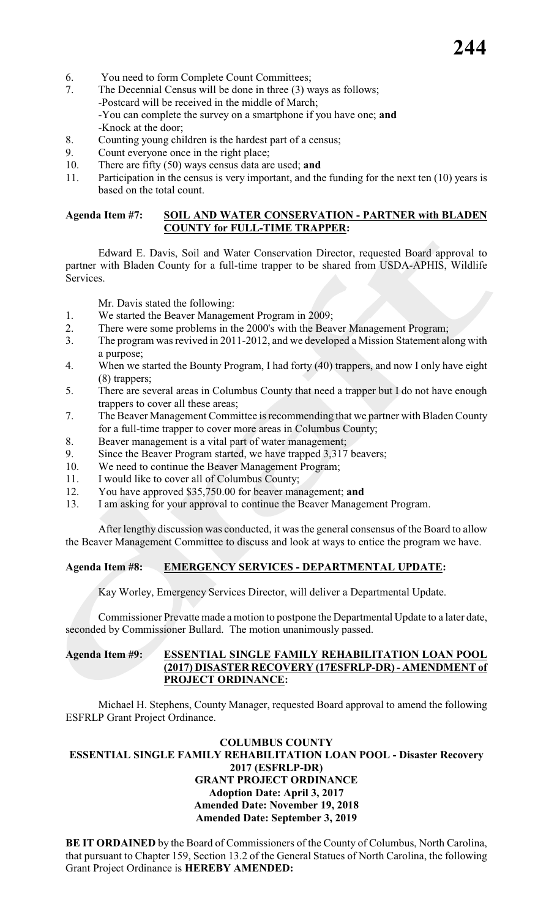6. You need to form Complete Count Committees;
7. The Decennial Census will be done in three (3) ways as follows;
   -Postcard will be received in the middle of March;
   -You can complete the survey on a smartphone if you have one; **and**
   -Knock at the door;
8. Counting young children is the hardest part of a census;
9. Count everyone once in the right place;
10. There are fifty (50) ways census data are used; **and**
11. Participation in the census is very important, and the funding for the next ten (10) years is based on the total count.

**Agenda Item #7: SOIL AND WATER CONSERVATION - PARTNER with BLADEN COUNTY for FULL-TIME TRAPPER:**

Edward E. Davis, Soil and Water Conservation Director, requested Board approval to partner with Bladen County for a full-time trapper to be shared from USDA-APHIS, Wildlife Services.

Mr. Davis stated the following:

1. We started the Beaver Management Program in 2009;
2. There were some problems in the 2000's with the Beaver Management Program;
3. The program was revived in 2011-2012, and we developed a Mission Statement along with a purpose;
4. When we started the Bounty Program, I had forty (40) trappers, and now I only have eight (8) trappers;
5. There are several areas in Columbus County that need a trapper but I do not have enough trappers to cover all these areas;
7. The Beaver Management Committee is recommending that we partner with Bladen County for a full-time trapper to cover more areas in Columbus County;
8. Beaver management is a vital part of water management;
9. Since the Beaver Program started, we have trapped 3,317 beavers;
10. We need to continue the Beaver Management Program;
11. I would like to cover all of Columbus County;
12. You have approved $35,750.00 for beaver management; **and**
13. I am asking for your approval to continue the Beaver Management Program.

After lengthy discussion was conducted, it was the general consensus of the Board to allow the Beaver Management Committee to discuss and look at ways to entice the program we have.

**Agenda Item #8: EMERGENCY SERVICES - DEPARTMENTAL UPDATE:**

Kay Worley, Emergency Services Director, will deliver a Departmental Update.

Commissioner Prevatte made a motion to postpone the Departmental Update to a later date, seconded by Commissioner Bullard. The motion unanimously passed.

**Agenda Item #9: ESSENTIAL SINGLE FAMILY REHABILITATION LOAN POOL (2017) DISASTER RECOVERY (17ESFRLP-DR) - AMENDMENT of PROJECT ORDINANCE:**

Michael H. Stephens, County Manager, requested Board approval to amend the following ESFRLP Grant Project Ordinance.

**COLUMBUS COUNTY**
**ESSENTIAL SINGLE FAMILY REHABILITATION LOAN POOL - Disaster Recovery 2017 (ESFRLP-DR)**
**GRANT PROJECT ORDINANCE**
**Adoption Date: April 3, 2017**
**Amended Date: November 19, 2018**
**Amended Date: September 3, 2019**

**BE IT ORDAINED** by the Board of Commissioners of the County of Columbus, North Carolina, that pursuant to Chapter 159, Section 13.2 of the General Statues of North Carolina, the following Grant Project Ordinance is **HEREBY AMENDED:**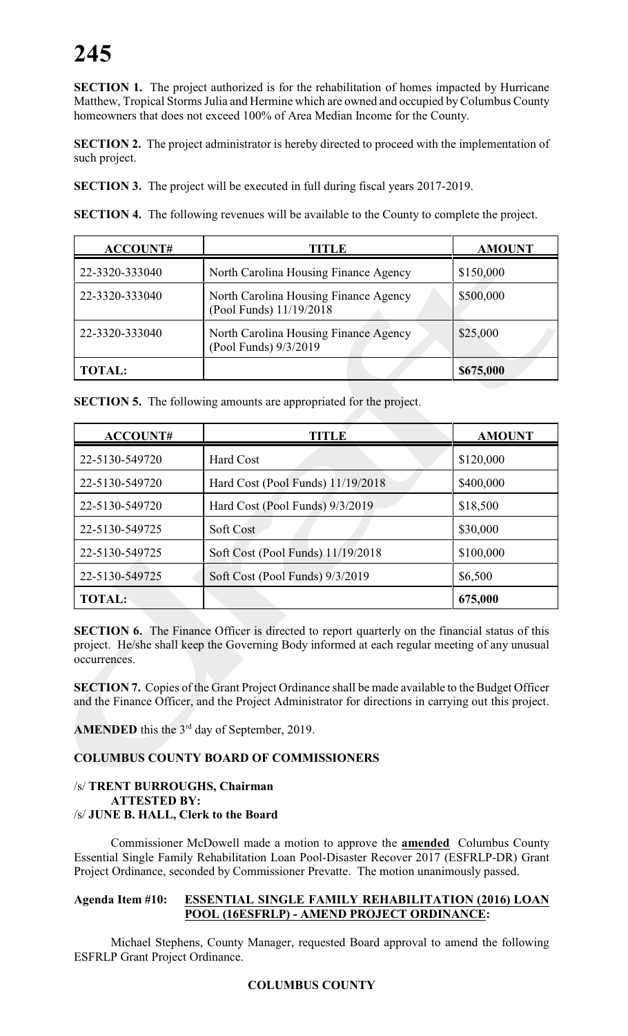**SECTION 1.** The project authorized is for the rehabilitation of homes impacted by Hurricane Matthew, Tropical Storms Julia and Hermine which are owned and occupied by Columbus County homeowners that does not exceed 100% of Area Median Income for the County.

**SECTION 2.** The project administrator is hereby directed to proceed with the implementation of such project.

**SECTION 3.** The project will be executed in full during fiscal years 2017-2019.

**SECTION 4.** The following revenues will be available to the County to complete the project.

| ACCOUNT# | TITLE | AMOUNT |
|---|---|---|
| 22-3320-333040 | North Carolina Housing Finance Agency | $150,000 |
| 22-3320-333040 | North Carolina Housing Finance Agency (Pool Funds) 11/19/2018 | $500,000 |
| 22-3320-333040 | North Carolina Housing Finance Agency (Pool Funds) 9/3/2019 | $25,000 |
| **TOTAL:** | | **$675,000** |

**SECTION 5.** The following amounts are appropriated for the project.

| ACCOUNT# | TITLE | AMOUNT |
|---|---|---|
| 22-5130-549720 | Hard Cost | $120,000 |
| 22-5130-549720 | Hard Cost (Pool Funds) 11/19/2018 | $400,000 |
| 22-5130-549720 | Hard Cost (Pool Funds) 9/3/2019 | $18,500 |
| 22-5130-549725 | Soft Cost | $30,000 |
| 22-5130-549725 | Soft Cost (Pool Funds) 11/19/2018 | $100,000 |
| 22-5130-549725 | Soft Cost (Pool Funds) 9/3/2019 | $6,500 |
| **TOTAL:** | | **675,000** |

**SECTION 6.** The Finance Officer is directed to report quarterly on the financial status of this project. He/she shall keep the Governing Body informed at each regular meeting of any unusual occurrences.

**SECTION 7.** Copies of the Grant Project Ordinance shall be made available to the Budget Officer and the Finance Officer, and the Project Administrator for directions in carrying out this project.

**AMENDED** this the 3rd day of September, 2019.

**COLUMBUS COUNTY BOARD OF COMMISSIONERS**

/s/ **TRENT BURROUGHS, Chairman**
**ATTESTED BY:**
/s/ **JUNE B. HALL, Clerk to the Board**

Commissioner McDowell made a motion to approve the **amended** Columbus County Essential Single Family Rehabilitation Loan Pool-Disaster Recover 2017 (ESFRLP-DR) Grant Project Ordinance, seconded by Commissioner Prevatte. The motion unanimously passed.

**Agenda Item #10: ESSENTIAL SINGLE FAMILY REHABILITATION (2016) LOAN POOL (16ESFRLP) - AMEND PROJECT ORDINANCE:**

Michael Stephens, County Manager, requested Board approval to amend the following ESFRLP Grant Project Ordinance.

**COLUMBUS COUNTY**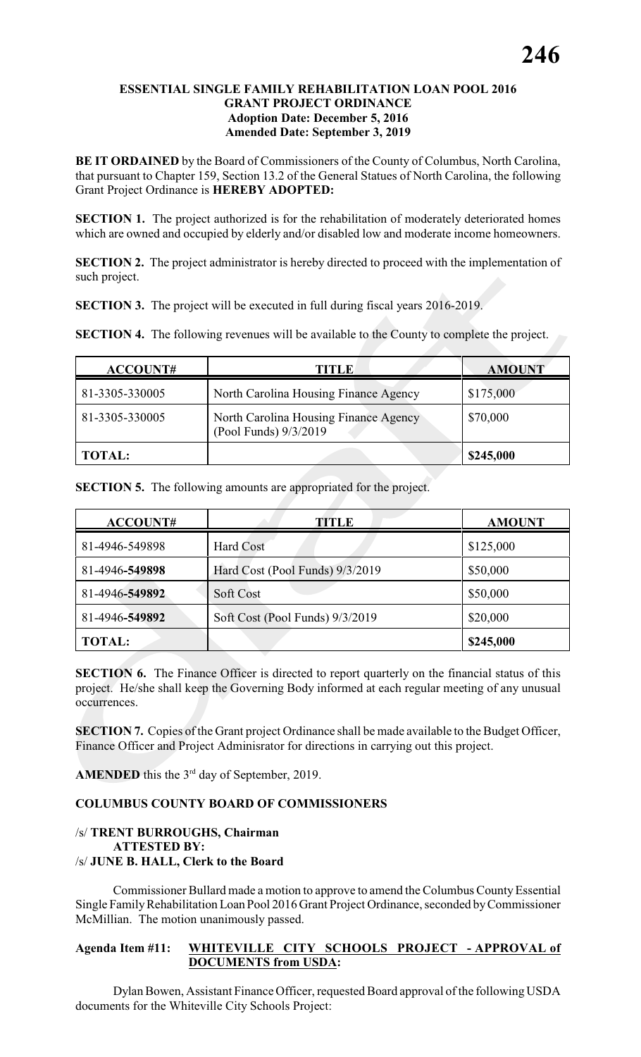**ESSENTIAL SINGLE FAMILY REHABILITATION LOAN POOL 2016**
**GRANT PROJECT ORDINANCE**
**Adoption Date: December 5, 2016**
**Amended Date: September 3, 2019**

**BE IT ORDAINED** by the Board of Commissioners of the County of Columbus, North Carolina, that pursuant to Chapter 159, Section 13.2 of the General Statues of North Carolina, the following Grant Project Ordinance is **HEREBY ADOPTED:**

**SECTION 1.** The project authorized is for the rehabilitation of moderately deteriorated homes which are owned and occupied by elderly and/or disabled low and moderate income homeowners.

**SECTION 2.** The project administrator is hereby directed to proceed with the implementation of such project.

**SECTION 3.** The project will be executed in full during fiscal years 2016-2019.

**SECTION 4.** The following revenues will be available to the County to complete the project.

| ACCOUNT# | TITLE | AMOUNT |
|---|---|---|
| 81-3305-330005 | North Carolina Housing Finance Agency | $175,000 |
| 81-3305-330005 | North Carolina Housing Finance Agency (Pool Funds) 9/3/2019 | $70,000 |
| **TOTAL:** | | **$245,000** |

**SECTION 5.** The following amounts are appropriated for the project.

| ACCOUNT# | TITLE | AMOUNT |
|---|---|---|
| 81-4946-549898 | Hard Cost | $125,000 |
| 81-4946-**549898** | Hard Cost (Pool Funds) 9/3/2019 | $50,000 |
| 81-4946**-549892** | Soft Cost | $50,000 |
| 81-4946**-549892** | Soft Cost (Pool Funds) 9/3/2019 | $20,000 |
| **TOTAL:** | | **$245,000** |

**SECTION 6.** The Finance Officer is directed to report quarterly on the financial status of this project. He/she shall keep the Governing Body informed at each regular meeting of any unusual occurrences.

**SECTION 7.** Copies of the Grant project Ordinance shall be made available to the Budget Officer, Finance Officer and Project Adminisrator for directions in carrying out this project.

**AMENDED** this the 3rd day of September, 2019.

**COLUMBUS COUNTY BOARD OF COMMISSIONERS**

/s/ **TRENT BURROUGHS, Chairman**
**ATTESTED BY:**
/s/ **JUNE B. HALL, Clerk to the Board**

Commissioner Bullard made a motion to approve to amend the Columbus County Essential Single Family Rehabilitation Loan Pool 2016 Grant Project Ordinance, seconded by Commissioner McMillian. The motion unanimously passed.

**Agenda Item #11: WHITEVILLE CITY SCHOOLS PROJECT - APPROVAL of DOCUMENTS from USDA:**

Dylan Bowen, Assistant Finance Officer, requested Board approval of the following USDA documents for the Whiteville City Schools Project: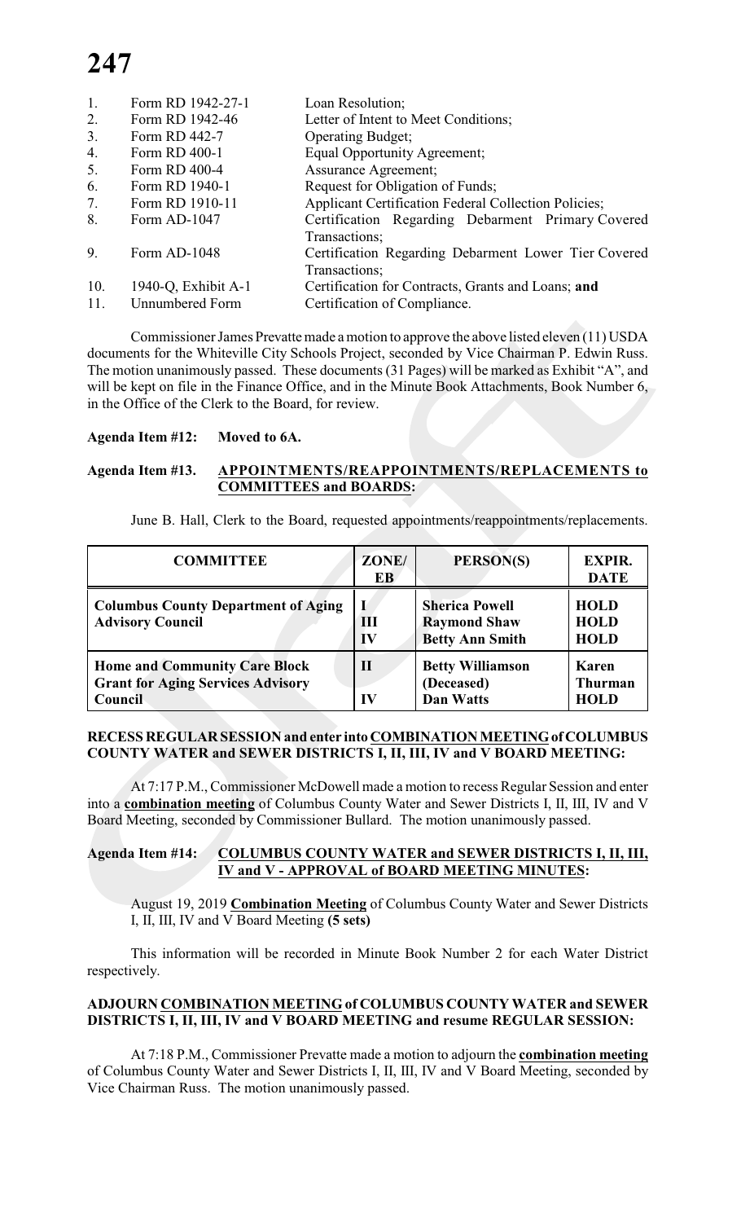1. Form RD 1942-27-1 Loan Resolution;
2. Form RD 1942-46 Letter of Intent to Meet Conditions;
3. Form RD 442-7 Operating Budget;
4. Form RD 400-1 Equal Opportunity Agreement;
5. Form RD 400-4 Assurance Agreement;
6. Form RD 1940-1 Request for Obligation of Funds;
7. Form RD 1910-11 Applicant Certification Federal Collection Policies;
8. Form AD-1047 Certification Regarding Debarment Primary Covered Transactions;
9. Form AD-1048 Certification Regarding Debarment Lower Tier Covered Transactions;
10. 1940-Q, Exhibit A-1 Certification for Contracts, Grants and Loans; **and**
11. Unnumbered Form Certification of Compliance.

Commissioner James Prevatte made a motion to approve the above listed eleven (11) USDA documents for the Whiteville City Schools Project, seconded by Vice Chairman P. Edwin Russ. The motion unanimously passed. These documents (31 Pages) will be marked as Exhibit "A", and will be kept on file in the Finance Office, and in the Minute Book Attachments, Book Number 6, in the Office of the Clerk to the Board, for review.

**Agenda Item #12: Moved to 6A.**

**Agenda Item #13. APPOINTMENTS/REAPPOINTMENTS/REPLACEMENTS to COMMITTEES and BOARDS:**

June B. Hall, Clerk to the Board, requested appointments/reappointments/replacements.

| COMMITTEE | ZONE/ EB | PERSON(S) | EXPIR. DATE |
|---|---|---|---|
| **Columbus County Department of Aging Advisory Council** | I<br>III<br>IV | **Sherica Powell**<br>**Raymond Shaw**<br>**Betty Ann Smith** | **HOLD**<br>**HOLD**<br>**HOLD** |
| **Home and Community Care Block Grant for Aging Services Advisory Council** | II<br><br>IV | **Betty Williamson (Deceased)**<br>**Dan Watts** | **Karen Thurman**<br>**HOLD** |

**RECESS REGULAR SESSION and enter into COMBINATION MEETING of COLUMBUS COUNTY WATER and SEWER DISTRICTS I, II, III, IV and V BOARD MEETING:**

At 7:17 P.M., Commissioner McDowell made a motion to recess Regular Session and enter into a **combination meeting** of Columbus County Water and Sewer Districts I, II, III, IV and V Board Meeting, seconded by Commissioner Bullard. The motion unanimously passed.

**Agenda Item #14: COLUMBUS COUNTY WATER and SEWER DISTRICTS I, II, III, IV and V - APPROVAL of BOARD MEETING MINUTES:**

August 19, 2019 **Combination Meeting** of Columbus County Water and Sewer Districts I, II, III, IV and V Board Meeting **(5 sets)**

This information will be recorded in Minute Book Number 2 for each Water District respectively.

**ADJOURN COMBINATION MEETING of COLUMBUS COUNTY WATER and SEWER DISTRICTS I, II, III, IV and V BOARD MEETING and resume REGULAR SESSION:**

At 7:18 P.M., Commissioner Prevatte made a motion to adjourn the **combination meeting** of Columbus County Water and Sewer Districts I, II, III, IV and V Board Meeting, seconded by Vice Chairman Russ. The motion unanimously passed.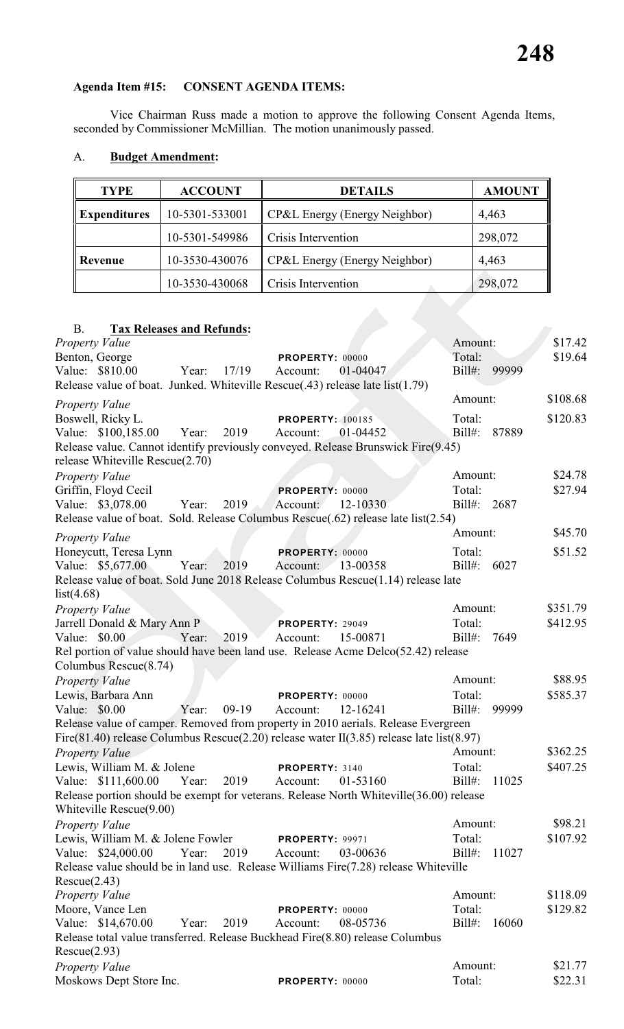**Agenda Item #15: CONSENT AGENDA ITEMS:**

Vice Chairman Russ made a motion to approve the following Consent Agenda Items, seconded by Commissioner McMillian. The motion unanimously passed.

A. **Budget Amendment:**

| TYPE | ACCOUNT | DETAILS | AMOUNT |
|---|---|---|---|
| **Expenditures** | 10-5301-533001 | CP&L Energy (Energy Neighbor) | 4,463 |
| | 10-5301-549986 | Crisis Intervention | 298,072 |
| **Revenue** | 10-3530-430076 | CP&L Energy (Energy Neighbor) | 4,463 |
| | 10-3530-430068 | Crisis Intervention | 298,072 |

B. **Tax Releases and Refunds:**

*Property Value* — Amount: $17.42
Benton, George — PROPERTY: 00000 — Total: $19.64
Value: $810.00 Year: 17/19 Account: 01-04047 Bill#: 99999
Release value of boat. Junked. Whiteville Rescue(.43) release late list(1.79)

*Property Value* — Amount: $108.68
Boswell, Ricky L. — PROPERTY: 100185 — Total: $120.83
Value: $100,185.00 Year: 2019 Account: 01-04452 Bill#: 87889
Release value. Cannot identify previously conveyed. Release Brunswick Fire(9.45) release Whiteville Rescue(2.70)

*Property Value* — Amount: $24.78
Griffin, Floyd Cecil — PROPERTY: 00000 — Total: $27.94
Value: $3,078.00 Year: 2019 Account: 12-10330 Bill#: 2687
Release value of boat. Sold. Release Columbus Rescue(.62) release late list(2.54)

*Property Value* — Amount: $45.70
Honeycutt, Teresa Lynn — PROPERTY: 00000 — Total: $51.52
Value: $5,677.00 Year: 2019 Account: 13-00358 Bill#: 6027
Release value of boat. Sold June 2018 Release Columbus Rescue(1.14) release late list(4.68)

*Property Value* — Amount: $351.79
Jarrell Donald & Mary Ann P — PROPERTY: 29049 — Total: $412.95
Value: $0.00 Year: 2019 Account: 15-00871 Bill#: 7649
Rel portion of value should have been land use. Release Acme Delco(52.42) release Columbus Rescue(8.74)

*Property Value* — Amount: $88.95
Lewis, Barbara Ann — PROPERTY: 00000 — Total: $585.37
Value: $0.00 Year: 09-19 Account: 12-16241 Bill#: 99999
Release value of camper. Removed from property in 2010 aerials. Release Evergreen Fire(81.40) release Columbus Rescue(2.20) release water II(3.85) release late list(8.97)

*Property Value* — Amount: $362.25
Lewis, William M. & Jolene — PROPERTY: 3140 — Total: $407.25
Value: $111,600.00 Year: 2019 Account: 01-53160 Bill#: 11025
Release portion should be exempt for veterans. Release North Whiteville(36.00) release Whiteville Rescue(9.00)

*Property Value* — Amount: $98.21
Lewis, William M. & Jolene Fowler — PROPERTY: 99971 — Total: $107.92
Value: $24,000.00 Year: 2019 Account: 03-00636 Bill#: 11027
Release value should be in land use. Release Williams Fire(7.28) release Whiteville Rescue(2.43)

*Property Value* — Amount: $118.09
Moore, Vance Len — PROPERTY: 00000 — Total: $129.82
Value: $14,670.00 Year: 2019 Account: 08-05736 Bill#: 16060
Release total value transferred. Release Buckhead Fire(8.80) release Columbus Rescue(2.93)

*Property Value* — Amount: $21.77
Moskows Dept Store Inc. — PROPERTY: 00000 — Total: $22.31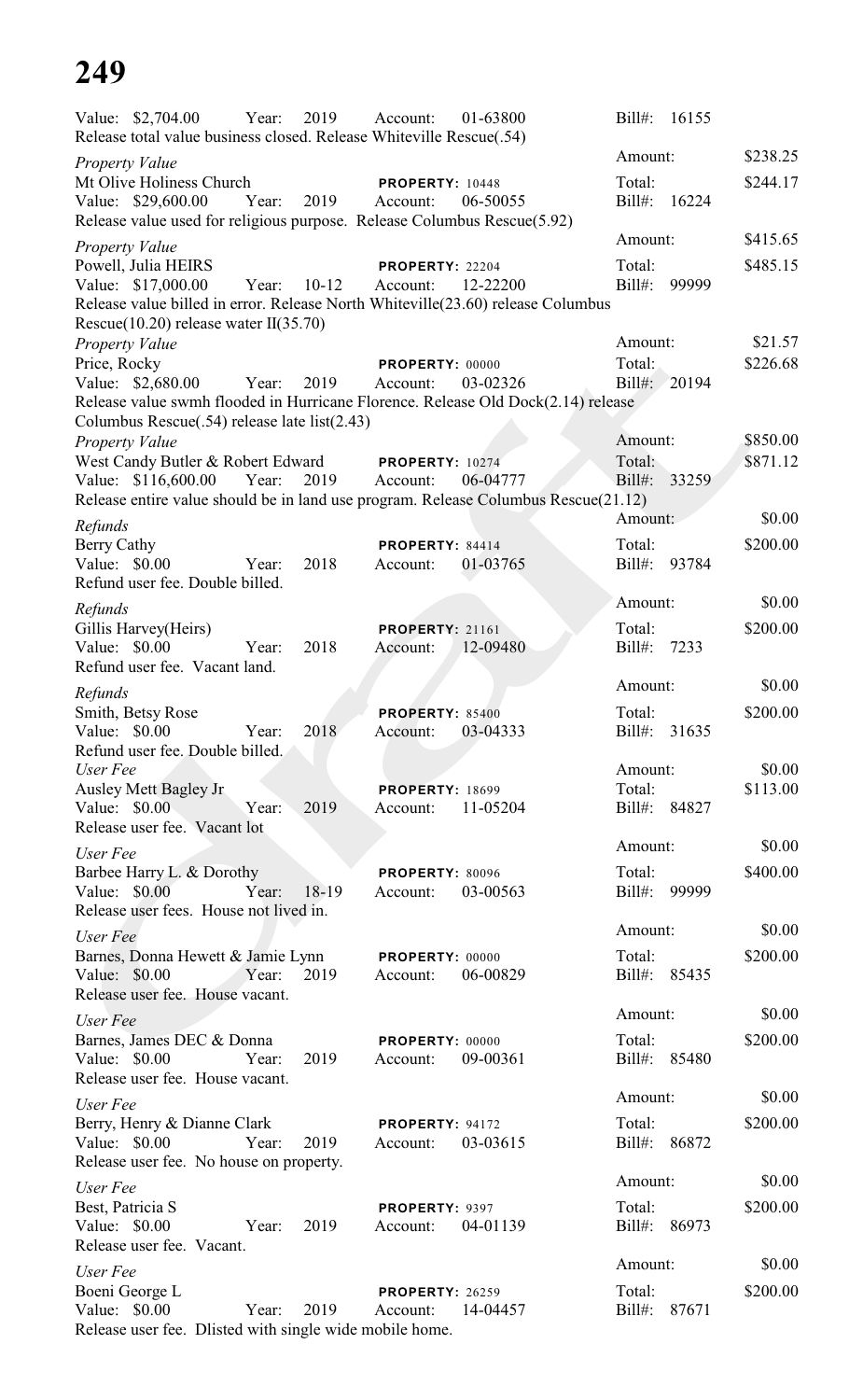Value: $2,704.00 Year: 2019 Account: 01-63800 Bill#: 16155
Release total value business closed. Release Whiteville Rescue(.54)

*Property Value*
Amount: $238.25
Mt Olive Holiness Church **PROPERTY:** 10448 Total: $244.17
Value: $29,600.00 Year: 2019 Account: 06-50055 Bill#: 16224
Release value used for religious purpose. Release Columbus Rescue(5.92)

*Property Value*
Amount: $415.65
Powell, Julia HEIRS **PROPERTY:** 22204 Total: $485.15
Value: $17,000.00 Year: 10-12 Account: 12-22200 Bill#: 99999
Release value billed in error. Release North Whiteville(23.60) release Columbus Rescue(10.20) release water II(35.70)

*Property Value*
Amount: $21.57
Price, Rocky **PROPERTY:** 00000 Total: $226.68
Value: $2,680.00 Year: 2019 Account: 03-02326 Bill#: 20194
Release value swmh flooded in Hurricane Florence. Release Old Dock(2.14) release Columbus Rescue(.54) release late list(2.43)

*Property Value*
Amount: $850.00
West Candy Butler & Robert Edward **PROPERTY:** 10274 Total: $871.12
Value: $116,600.00 Year: 2019 Account: 06-04777 Bill#: 33259
Release entire value should be in land use program. Release Columbus Rescue(21.12)

*Refunds*
Amount: $0.00
Berry Cathy **PROPERTY:** 84414 Total: $200.00
Value: $0.00 Year: 2018 Account: 01-03765 Bill#: 93784
Refund user fee. Double billed.

*Refunds*
Amount: $0.00
Gillis Harvey(Heirs) **PROPERTY:** 21161 Total: $200.00
Value: $0.00 Year: 2018 Account: 12-09480 Bill#: 7233
Refund user fee. Vacant land.

*Refunds*
Amount: $0.00
Smith, Betsy Rose **PROPERTY:** 85400 Total: $200.00
Value: $0.00 Year: 2018 Account: 03-04333 Bill#: 31635
Refund user fee. Double billed.

*User Fee*
Amount: $0.00
Ausley Mett Bagley Jr **PROPERTY:** 18699 Total: $113.00
Value: $0.00 Year: 2019 Account: 11-05204 Bill#: 84827
Release user fee. Vacant lot

*User Fee*
Amount: $0.00
Barbee Harry L. & Dorothy **PROPERTY:** 80096 Total: $400.00
Value: $0.00 Year: 18-19 Account: 03-00563 Bill#: 99999
Release user fees. House not lived in.

*User Fee*
Amount: $0.00
Barnes, Donna Hewett & Jamie Lynn **PROPERTY:** 00000 Total: $200.00
Value: $0.00 Year: 2019 Account: 06-00829 Bill#: 85435
Release user fee. House vacant.

*User Fee*
Amount: $0.00
Barnes, James DEC & Donna **PROPERTY:** 00000 Total: $200.00
Value: $0.00 Year: 2019 Account: 09-00361 Bill#: 85480
Release user fee. House vacant.

*User Fee*
Amount: $0.00
Berry, Henry & Dianne Clark **PROPERTY:** 94172 Total: $200.00
Value: $0.00 Year: 2019 Account: 03-03615 Bill#: 86872
Release user fee. No house on property.

*User Fee*
Amount: $0.00
Best, Patricia S **PROPERTY:** 9397 Total: $200.00
Value: $0.00 Year: 2019 Account: 04-01139 Bill#: 86973
Release user fee. Vacant.

*User Fee*
Amount: $0.00
Boeni George L **PROPERTY:** 26259 Total: $200.00
Value: $0.00 Year: 2019 Account: 14-04457 Bill#: 87671
Release user fee. Dlisted with single wide mobile home.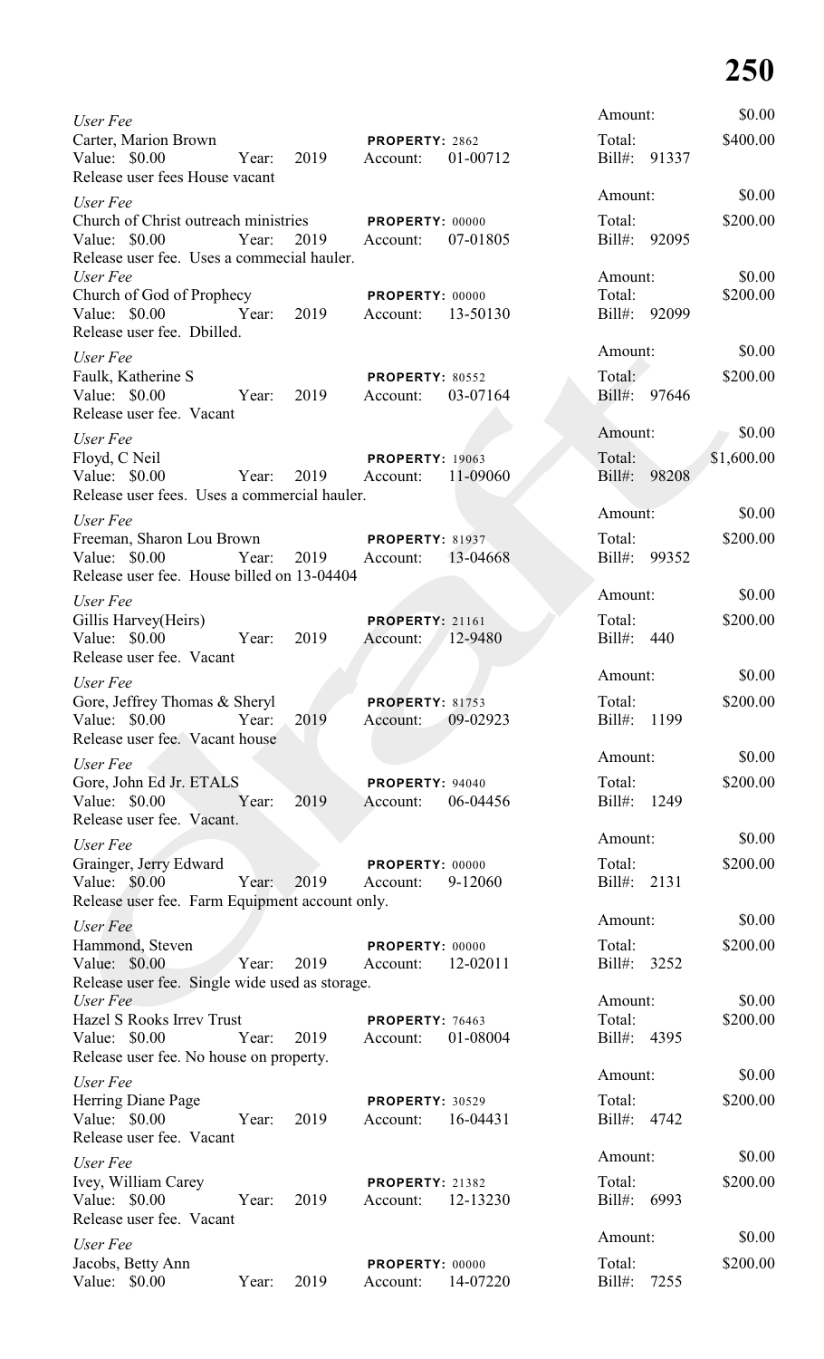*User Fee*
Carter, Marion Brown — **PROPERTY:** 2862
Value: $0.00 — Year: 2019 — Account: 01-00712
Release user fees House vacant
Amount: $0.00 — Total: $400.00 — Bill#: 91337

*User Fee*
Church of Christ outreach ministries — **PROPERTY:** 00000
Value: $0.00 — Year: 2019 — Account: 07-01805
Release user fee. Uses a commecial hauler.
Amount: $0.00 — Total: $200.00 — Bill#: 92095

*User Fee*
Church of God of Prophecy — **PROPERTY:** 00000
Value: $0.00 — Year: 2019 — Account: 13-50130
Release user fee. Dbilled.
Amount: $0.00 — Total: $200.00 — Bill#: 92099

*User Fee*
Faulk, Katherine S — **PROPERTY:** 80552
Value: $0.00 — Year: 2019 — Account: 03-07164
Release user fee. Vacant
Amount: $0.00 — Total: $200.00 — Bill#: 97646

*User Fee*
Floyd, C Neil — **PROPERTY:** 19063
Value: $0.00 — Year: 2019 — Account: 11-09060
Release user fees. Uses a commercial hauler.
Amount: $0.00 — Total: $1,600.00 — Bill#: 98208

*User Fee*
Freeman, Sharon Lou Brown — **PROPERTY:** 81937
Value: $0.00 — Year: 2019 — Account: 13-04668
Release user fee. House billed on 13-04404
Amount: $0.00 — Total: $200.00 — Bill#: 99352

*User Fee*
Gillis Harvey(Heirs) — **PROPERTY:** 21161
Value: $0.00 — Year: 2019 — Account: 12-9480
Release user fee. Vacant
Amount: $0.00 — Total: $200.00 — Bill#: 440

*User Fee*
Gore, Jeffrey Thomas & Sheryl — **PROPERTY:** 81753
Value: $0.00 — Year: 2019 — Account: 09-02923
Release user fee. Vacant house
Amount: $0.00 — Total: $200.00 — Bill#: 1199

*User Fee*
Gore, John Ed Jr. ETALS — **PROPERTY:** 94040
Value: $0.00 — Year: 2019 — Account: 06-04456
Release user fee. Vacant.
Amount: $0.00 — Total: $200.00 — Bill#: 1249

*User Fee*
Grainger, Jerry Edward — **PROPERTY:** 00000
Value: $0.00 — Year: 2019 — Account: 9-12060
Release user fee. Farm Equipment account only.
Amount: $0.00 — Total: $200.00 — Bill#: 2131

*User Fee*
Hammond, Steven — **PROPERTY:** 00000
Value: $0.00 — Year: 2019 — Account: 12-02011
Release user fee. Single wide used as storage.
Amount: $0.00 — Total: $200.00 — Bill#: 3252

*User Fee*
Hazel S Rooks Irrev Trust — **PROPERTY:** 76463
Value: $0.00 — Year: 2019 — Account: 01-08004
Release user fee. No house on property.
Amount: $0.00 — Total: $200.00 — Bill#: 4395

*User Fee*
Herring Diane Page — **PROPERTY:** 30529
Value: $0.00 — Year: 2019 — Account: 16-04431
Release user fee. Vacant
Amount: $0.00 — Total: $200.00 — Bill#: 4742

*User Fee*
Ivey, William Carey — **PROPERTY:** 21382
Value: $0.00 — Year: 2019 — Account: 12-13230
Release user fee. Vacant
Amount: $0.00 — Total: $200.00 — Bill#: 6993

*User Fee*
Jacobs, Betty Ann — **PROPERTY:** 00000
Value: $0.00 — Year: 2019 — Account: 14-07220
Amount: $0.00 — Total: $200.00 — Bill#: 7255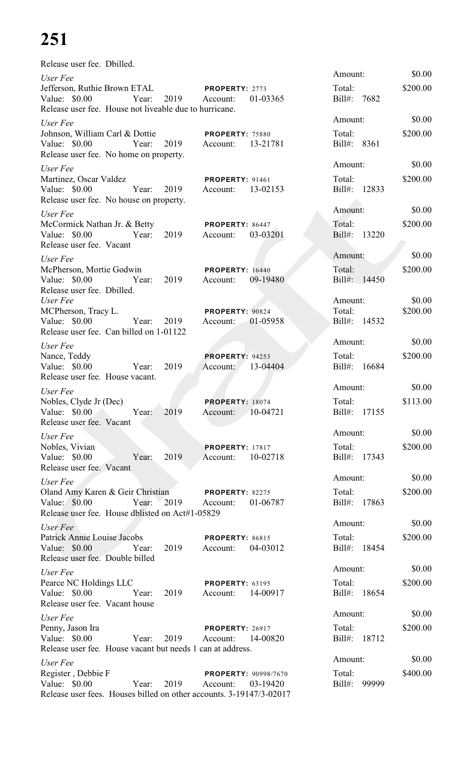Release user fee. Dbilled.

*User Fee*
Jefferson, Ruthie Brown ETAL **PROPERTY:** 2773
Value: $0.00 Year: 2019 Account: 01-03365
Release user fee. House not liveable due to hurricane.
Amount: $0.00
Total: $200.00
Bill#: 7682

*User Fee*
Johnson, William Carl & Dottie **PROPERTY:** 75880
Value: $0.00 Year: 2019 Account: 13-21781
Release user fee. No home on property.
Amount: $0.00
Total: $200.00
Bill#: 8361

*User Fee*
Martinez, Oscar Valdez **PROPERTY:** 91461
Value: $0.00 Year: 2019 Account: 13-02153
Release user fee. No house on property.
Amount: $0.00
Total: $200.00
Bill#: 12833

*User Fee*
McCormick Nathan Jr. & Betty **PROPERTY:** 86447
Value: $0.00 Year: 2019 Account: 03-03201
Release user fee. Vacant
Amount: $0.00
Total: $200.00
Bill#: 13220

*User Fee*
McPherson, Mortie Godwin **PROPERTY:** 16440
Value: $0.00 Year: 2019 Account: 09-19480
Release user fee. Dbilled.
Amount: $0.00
Total: $200.00
Bill#: 14450

*User Fee*
MCPherson, Tracy L. **PROPERTY:** 90824
Value: $0.00 Year: 2019 Account: 01-05958
Release user fee. Can billed on 1-01122
Amount: $0.00
Total: $200.00
Bill#: 14532

*User Fee*
Nance, Teddy **PROPERTY:** 94253
Value: $0.00 Year: 2019 Account: 13-04404
Release user fee. House vacant.
Amount: $0.00
Total: $200.00
Bill#: 16684

*User Fee*
Nobles, Clyde Jr (Dec) **PROPERTY:** 18074
Value: $0.00 Year: 2019 Account: 10-04721
Release user fee. Vacant
Amount: $0.00
Total: $113.00
Bill#: 17155

*User Fee*
Nobles, Vivian **PROPERTY:** 17817
Value: $0.00 Year: 2019 Account: 10-02718
Release user fee. Vacant
Amount: $0.00
Total: $200.00
Bill#: 17343

*User Fee*
Oland Amy Karen & Geir Christian **PROPERTY:** 82275
Value: $0.00 Year: 2019 Account: 01-06787
Release user fee. House dblisted on Act#1-05829
Amount: $0.00
Total: $200.00
Bill#: 17863

*User Fee*
Patrick Annie Louise Jacobs **PROPERTY:** 86815
Value: $0.00 Year: 2019 Account: 04-03012
Release user fee. Double billed
Amount: $0.00
Total: $200.00
Bill#: 18454

*User Fee*
Pearce NC Holdings LLC **PROPERTY:** 63195
Value: $0.00 Year: 2019 Account: 14-00917
Release user fee. Vacant house
Amount: $0.00
Total: $200.00
Bill#: 18654

*User Fee*
Penny, Jason Ira **PROPERTY:** 26917
Value: $0.00 Year: 2019 Account: 14-00820
Release user fee. House vacant but needs 1 can at address.
Amount: $0.00
Total: $200.00
Bill#: 18712

*User Fee*
Register , Debbie F **PROPERTY:** 90998/7670
Value: $0.00 Year: 2019 Account: 03-19420
Release user fees. Houses billed on other accounts. 3-19147/3-02017
Amount: $0.00
Total: $400.00
Bill#: 99999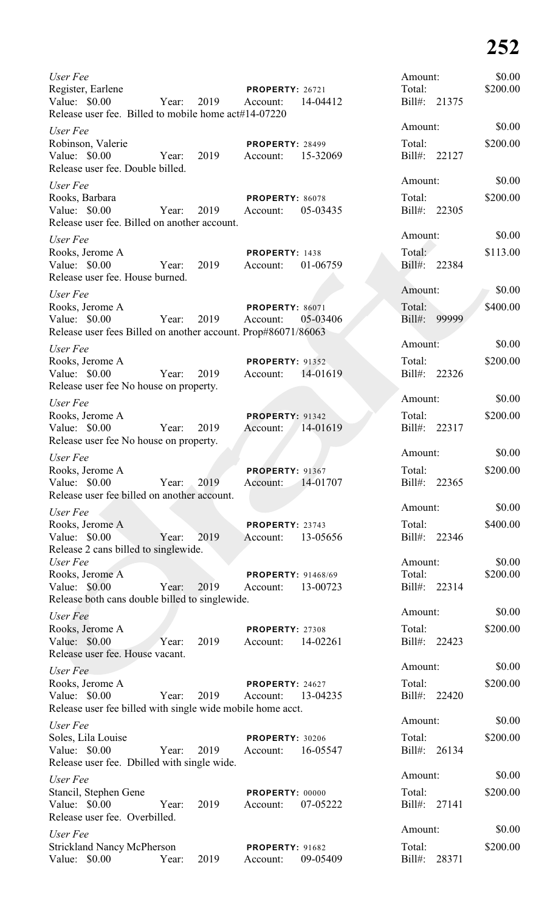*User Fee*
Register, Earlene | **PROPERTY:** 26721 | Amount: $0.00
Value: $0.00 | Year: 2019 | Account: 14-04412 | Total: $200.00 | Bill#: 21375
Release user fee. Billed to mobile home act#14-07220

*User Fee*
Robinson, Valerie | **PROPERTY:** 28499 | Amount: $0.00
Value: $0.00 | Year: 2019 | Account: 15-32069 | Total: $200.00 | Bill#: 22127
Release user fee. Double billed.

*User Fee*
Rooks, Barbara | **PROPERTY:** 86078 | Amount: $0.00
Value: $0.00 | Year: 2019 | Account: 05-03435 | Total: $200.00 | Bill#: 22305
Release user fee. Billed on another account.

*User Fee*
Rooks, Jerome A | **PROPERTY:** 1438 | Amount: $0.00
Value: $0.00 | Year: 2019 | Account: 01-06759 | Total: $113.00 | Bill#: 22384
Release user fee. House burned.

*User Fee*
Rooks, Jerome A | **PROPERTY:** 86071 | Amount: $0.00
Value: $0.00 | Year: 2019 | Account: 05-03406 | Total: $400.00 | Bill#: 99999
Release user fees Billed on another account. Prop#86071/86063

*User Fee*
Rooks, Jerome A | **PROPERTY:** 91352 | Amount: $0.00
Value: $0.00 | Year: 2019 | Account: 14-01619 | Total: $200.00 | Bill#: 22326
Release user fee No house on property.

*User Fee*
Rooks, Jerome A | **PROPERTY:** 91342 | Amount: $0.00
Value: $0.00 | Year: 2019 | Account: 14-01619 | Total: $200.00 | Bill#: 22317
Release user fee No house on property.

*User Fee*
Rooks, Jerome A | **PROPERTY:** 91367 | Amount: $0.00
Value: $0.00 | Year: 2019 | Account: 14-01707 | Total: $200.00 | Bill#: 22365
Release user fee billed on another account.

*User Fee*
Rooks, Jerome A | **PROPERTY:** 23743 | Amount: $0.00
Value: $0.00 | Year: 2019 | Account: 13-05656 | Total: $400.00 | Bill#: 22346
Release 2 cans billed to singlewide.

*User Fee*
Rooks, Jerome A | **PROPERTY:** 91468/69 | Amount: $0.00
Value: $0.00 | Year: 2019 | Account: 13-00723 | Total: $200.00 | Bill#: 22314
Release both cans double billed to singlewide.

*User Fee*
Rooks, Jerome A | **PROPERTY:** 27308 | Amount: $0.00
Value: $0.00 | Year: 2019 | Account: 14-02261 | Total: $200.00 | Bill#: 22423
Release user fee. House vacant.

*User Fee*
Rooks, Jerome A | **PROPERTY:** 24627 | Amount: $0.00
Value: $0.00 | Year: 2019 | Account: 13-04235 | Total: $200.00 | Bill#: 22420
Release user fee billed with single wide mobile home acct.

*User Fee*
Soles, Lila Louise | **PROPERTY:** 30206 | Amount: $0.00
Value: $0.00 | Year: 2019 | Account: 16-05547 | Total: $200.00 | Bill#: 26134
Release user fee. Dbilled with single wide.

*User Fee*
Stancil, Stephen Gene | **PROPERTY:** 00000 | Amount: $0.00
Value: $0.00 | Year: 2019 | Account: 07-05222 | Total: $200.00 | Bill#: 27141
Release user fee. Overbilled.

*User Fee*
Strickland Nancy McPherson | **PROPERTY:** 91682 | Amount: $0.00
Value: $0.00 | Year: 2019 | Account: 09-05409 | Total: $200.00 | Bill#: 28371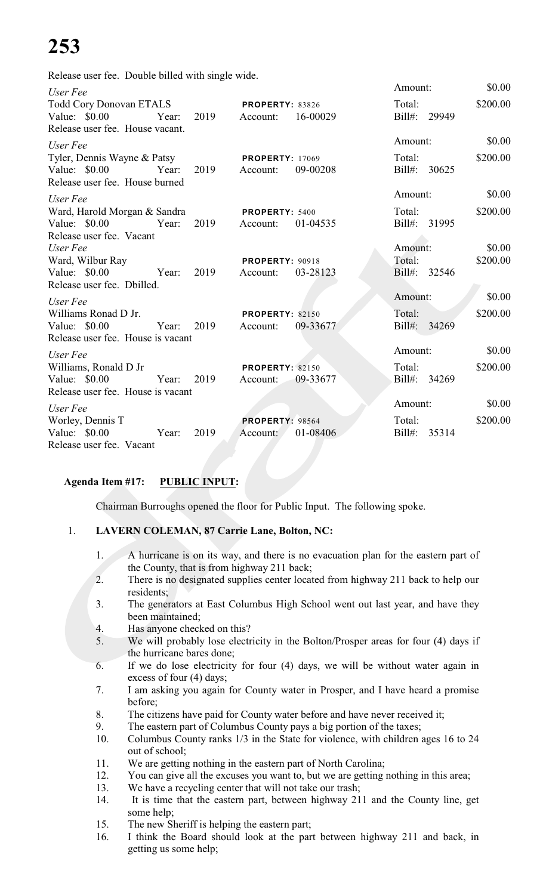Release user fee. Double billed with single wide.

| | | | | | | |
|---|---|---|---|---|---|---|
| | | | | | Amount: | $0.00 |
| *User Fee* | | | | | | |
| Todd Cory Donovan ETALS | | | **PROPERTY:** 83826 | | Total: | $200.00 |
| Value: $0.00 | Year: | 2019 | Account: | 16-00029 | Bill#: 29949 | |

Release user fee. House vacant.

| | | | | | | |
|---|---|---|---|---|---|---|
| *User Fee* | | | | | Amount: | $0.00 |
| Tyler, Dennis Wayne & Patsy | | | **PROPERTY:** 17069 | | Total: | $200.00 |
| Value: $0.00 | Year: | 2019 | Account: | 09-00208 | Bill#: 30625 | |

Release user fee. House burned

| | | | | | | |
|---|---|---|---|---|---|---|
| *User Fee* | | | | | Amount: | $0.00 |
| Ward, Harold Morgan & Sandra | | | **PROPERTY:** 5400 | | Total: | $200.00 |
| Value: $0.00 | Year: | 2019 | Account: | 01-04535 | Bill#: 31995 | |

Release user fee. Vacant

| | | | | | | |
|---|---|---|---|---|---|---|
| *User Fee* | | | | | Amount: | $0.00 |
| Ward, Wilbur Ray | | | **PROPERTY:** 90918 | | Total: | $200.00 |
| Value: $0.00 | Year: | 2019 | Account: | 03-28123 | Bill#: 32546 | |

Release user fee. Dbilled.

| | | | | | | |
|---|---|---|---|---|---|---|
| *User Fee* | | | | | Amount: | $0.00 |
| Williams Ronad D Jr. | | | **PROPERTY:** 82150 | | Total: | $200.00 |
| Value: $0.00 | Year: | 2019 | Account: | 09-33677 | Bill#: 34269 | |

Release user fee. House is vacant

| | | | | | | |
|---|---|---|---|---|---|---|
| *User Fee* | | | | | Amount: | $0.00 |
| Williams, Ronald D Jr | | | **PROPERTY:** 82150 | | Total: | $200.00 |
| Value: $0.00 | Year: | 2019 | Account: | 09-33677 | Bill#: 34269 | |

Release user fee. House is vacant

| | | | | | | |
|---|---|---|---|---|---|---|
| *User Fee* | | | | | Amount: | $0.00 |
| Worley, Dennis T | | | **PROPERTY:** 98564 | | Total: | $200.00 |
| Value: $0.00 | Year: | 2019 | Account: | 01-08406 | Bill#: 35314 | |

Release user fee. Vacant

**Agenda Item #17: <u>PUBLIC INPUT</u>:**

Chairman Burroughs opened the floor for Public Input. The following spoke.

1. **LAVERN COLEMAN, 87 Carrie Lane, Bolton, NC:**

    1. A hurricane is on its way, and there is no evacuation plan for the eastern part of the County, that is from highway 211 back;
    2. There is no designated supplies center located from highway 211 back to help our residents;
    3. The generators at East Columbus High School went out last year, and have they been maintained;
    4. Has anyone checked on this?
    5. We will probably lose electricity in the Bolton/Prosper areas for four (4) days if the hurricane bares done;
    6. If we do lose electricity for four (4) days, we will be without water again in excess of four (4) days;
    7. I am asking you again for County water in Prosper, and I have heard a promise before;
    8. The citizens have paid for County water before and have never received it;
    9. The eastern part of Columbus County pays a big portion of the taxes;
    10. Columbus County ranks 1/3 in the State for violence, with children ages 16 to 24 out of school;
    11. We are getting nothing in the eastern part of North Carolina;
    12. You can give all the excuses you want to, but we are getting nothing in this area;
    13. We have a recycling center that will not take our trash;
    14. It is time that the eastern part, between highway 211 and the County line, get some help;
    15. The new Sheriff is helping the eastern part;
    16. I think the Board should look at the part between highway 211 and back, in getting us some help;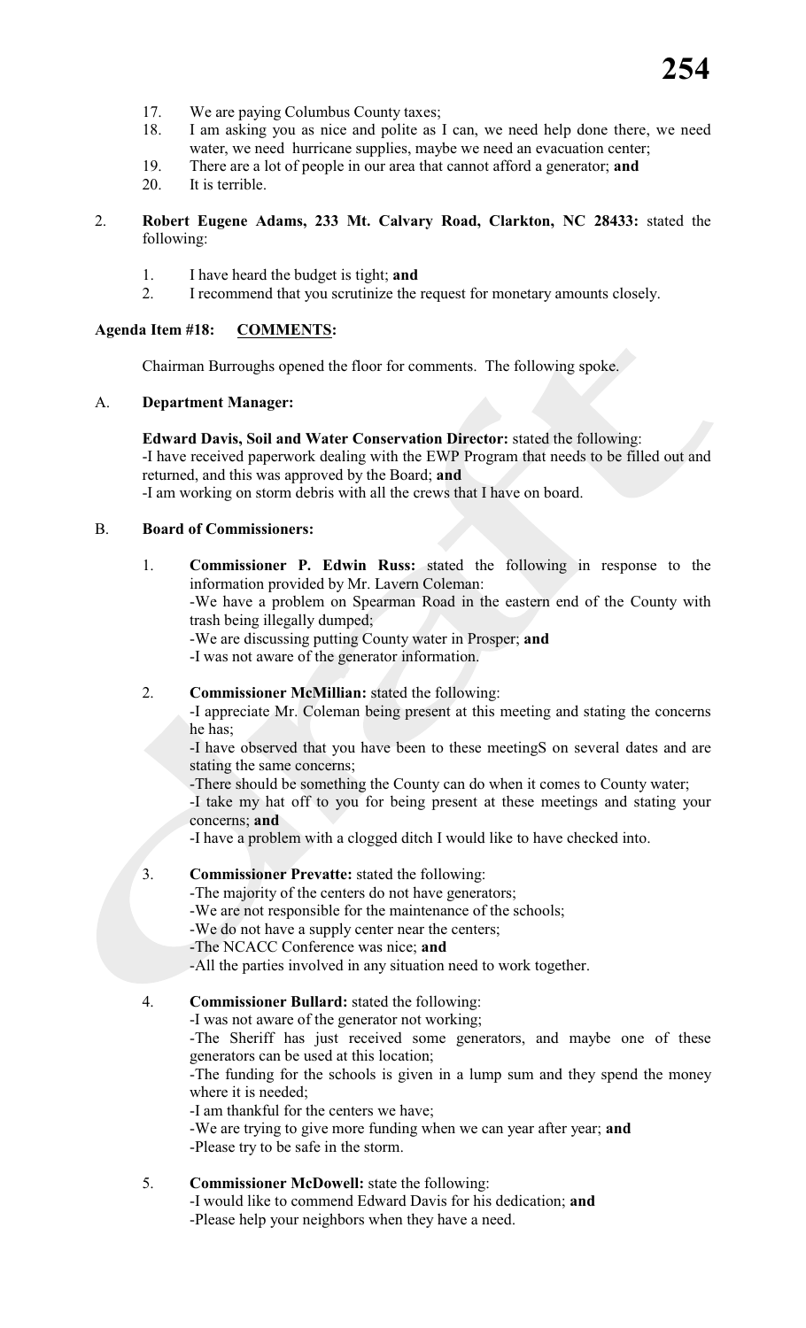17. We are paying Columbus County taxes;
18. I am asking you as nice and polite as I can, we need help done there, we need water, we need hurricane supplies, maybe we need an evacuation center;
19. There are a lot of people in our area that cannot afford a generator; **and**
20. It is terrible.

2. **Robert Eugene Adams, 233 Mt. Calvary Road, Clarkton, NC 28433:** stated the following:

   1. I have heard the budget is tight; **and**
   2. I recommend that you scrutinize the request for monetary amounts closely.

**Agenda Item #18: COMMENTS:**

Chairman Burroughs opened the floor for comments. The following spoke.

A. **Department Manager:**

**Edward Davis, Soil and Water Conservation Director:** stated the following:
-I have received paperwork dealing with the EWP Program that needs to be filled out and returned, and this was approved by the Board; **and**
-I am working on storm debris with all the crews that I have on board.

B. **Board of Commissioners:**

1. **Commissioner P. Edwin Russ:** stated the following in response to the information provided by Mr. Lavern Coleman:
   -We have a problem on Spearman Road in the eastern end of the County with trash being illegally dumped;
   -We are discussing putting County water in Prosper; **and**
   -I was not aware of the generator information.

2. **Commissioner McMillian:** stated the following:
   -I appreciate Mr. Coleman being present at this meeting and stating the concerns he has;
   -I have observed that you have been to these meetingS on several dates and are stating the same concerns;
   -There should be something the County can do when it comes to County water;
   -I take my hat off to you for being present at these meetings and stating your concerns; **and**
   -I have a problem with a clogged ditch I would like to have checked into.

3. **Commissioner Prevatte:** stated the following:
   -The majority of the centers do not have generators;
   -We are not responsible for the maintenance of the schools;
   -We do not have a supply center near the centers;
   -The NCACC Conference was nice; **and**
   -All the parties involved in any situation need to work together.

4. **Commissioner Bullard:** stated the following:
   -I was not aware of the generator not working;
   -The Sheriff has just received some generators, and maybe one of these generators can be used at this location;
   -The funding for the schools is given in a lump sum and they spend the money where it is needed;
   -I am thankful for the centers we have;
   -We are trying to give more funding when we can year after year; **and**
   -Please try to be safe in the storm.

5. **Commissioner McDowell:** state the following:
   -I would like to commend Edward Davis for his dedication; **and**
   -Please help your neighbors when they have a need.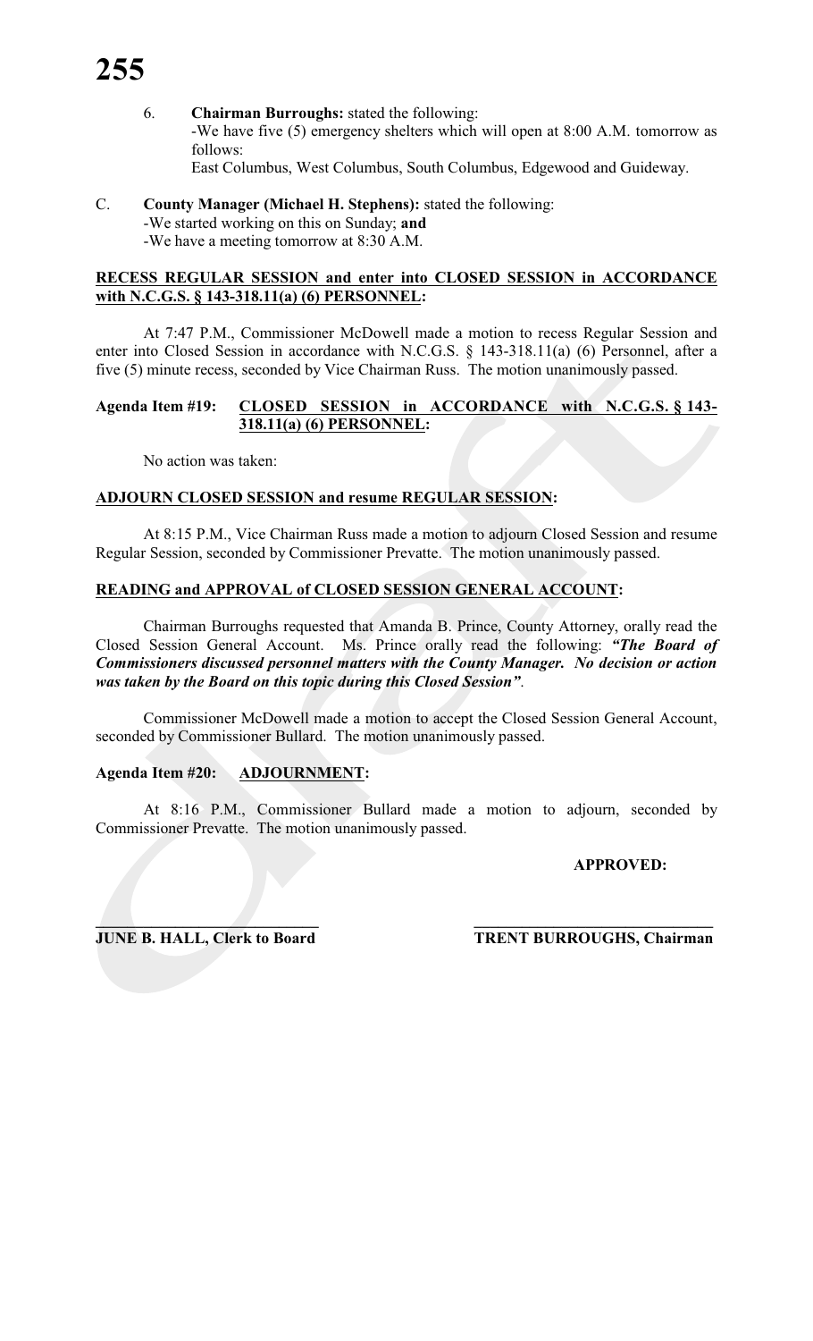6. **Chairman Burroughs:** stated the following:
   -We have five (5) emergency shelters which will open at 8:00 A.M. tomorrow as follows:
   East Columbus, West Columbus, South Columbus, Edgewood and Guideway.

C. **County Manager (Michael H. Stephens):** stated the following:
   -We started working on this on Sunday; **and**
   -We have a meeting tomorrow at 8:30 A.M.

**RECESS REGULAR SESSION and enter into CLOSED SESSION in ACCORDANCE with N.C.G.S. § 143-318.11(a) (6) PERSONNEL:**

At 7:47 P.M., Commissioner McDowell made a motion to recess Regular Session and enter into Closed Session in accordance with N.C.G.S. § 143-318.11(a) (6) Personnel, after a five (5) minute recess, seconded by Vice Chairman Russ. The motion unanimously passed.

**Agenda Item #19: CLOSED SESSION in ACCORDANCE with N.C.G.S. § 143-318.11(a) (6) PERSONNEL:**

No action was taken:

**ADJOURN CLOSED SESSION and resume REGULAR SESSION:**

At 8:15 P.M., Vice Chairman Russ made a motion to adjourn Closed Session and resume Regular Session, seconded by Commissioner Prevatte. The motion unanimously passed.

**READING and APPROVAL of CLOSED SESSION GENERAL ACCOUNT:**

Chairman Burroughs requested that Amanda B. Prince, County Attorney, orally read the Closed Session General Account. Ms. Prince orally read the following: ***"The Board of Commissioners discussed personnel matters with the County Manager. No decision or action was taken by the Board on this topic during this Closed Session"***.

Commissioner McDowell made a motion to accept the Closed Session General Account, seconded by Commissioner Bullard. The motion unanimously passed.

**Agenda Item #20: ADJOURNMENT:**

At 8:16 P.M., Commissioner Bullard made a motion to adjourn, seconded by Commissioner Prevatte. The motion unanimously passed.

**APPROVED:**

**JUNE B. HALL, Clerk to Board** **TRENT BURROUGHS, Chairman**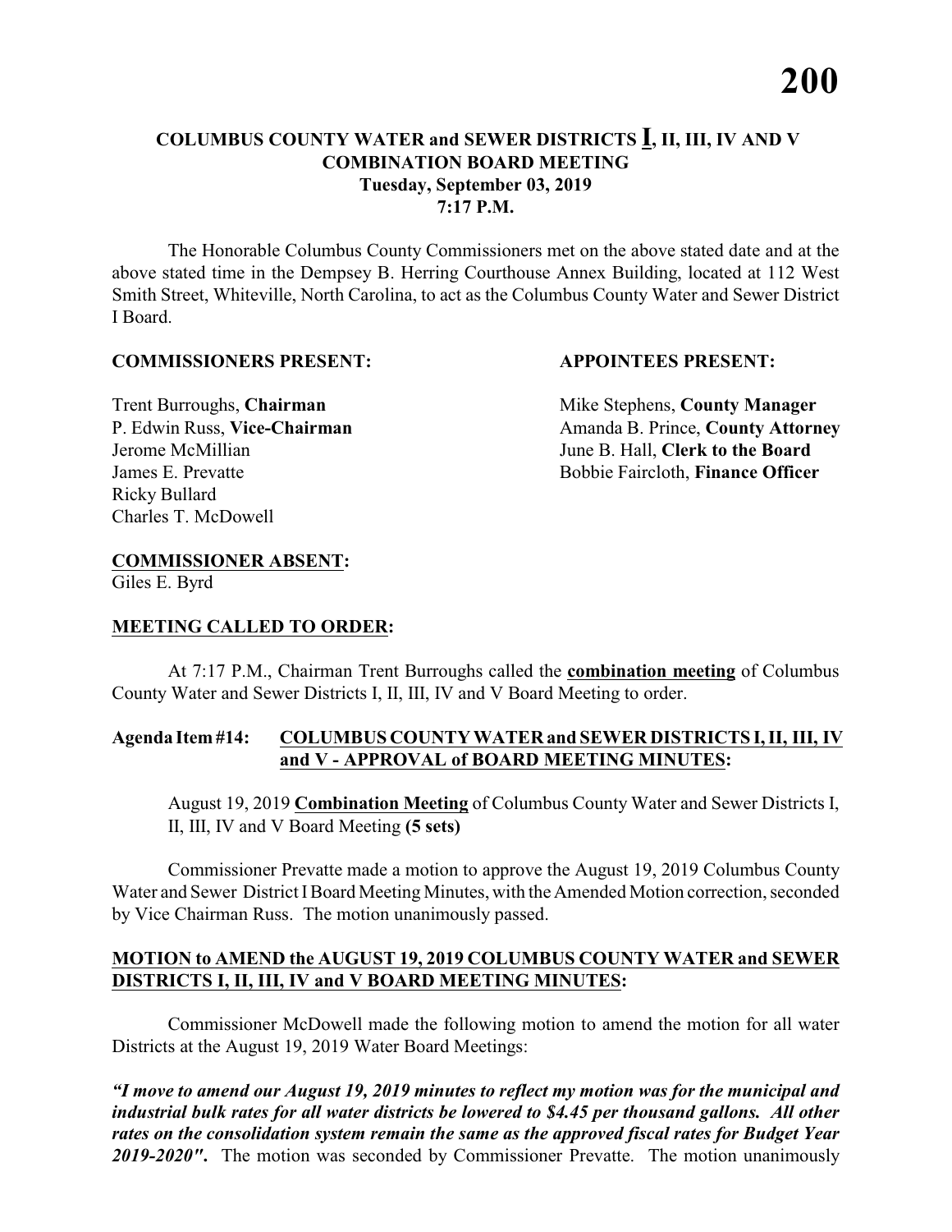## COLUMBUS COUNTY WATER and SEWER DISTRICTS **I**, II, III, IV AND V COMBINATION BOARD MEETING
### Tuesday, September 03, 2019
### 7:17 P.M.

The Honorable Columbus County Commissioners met on the above stated date and at the above stated time in the Dempsey B. Herring Courthouse Annex Building, located at 112 West Smith Street, Whiteville, North Carolina, to act as the Columbus County Water and Sewer District I Board.

**COMMISSIONERS PRESENT:**

Trent Burroughs, **Chairman**
P. Edwin Russ, **Vice-Chairman**
Jerome McMillian
James E. Prevatte
Ricky Bullard
Charles T. McDowell

**APPOINTEES PRESENT:**

Mike Stephens, **County Manager**
Amanda B. Prince, **County Attorney**
June B. Hall, **Clerk to the Board**
Bobbie Faircloth, **Finance Officer**

**COMMISSIONER ABSENT:**
Giles E. Byrd

**MEETING CALLED TO ORDER:**

At 7:17 P.M., Chairman Trent Burroughs called the **combination meeting** of Columbus County Water and Sewer Districts I, II, III, IV and V Board Meeting to order.

**Agenda Item #14: COLUMBUS COUNTY WATER and SEWER DISTRICTS I, II, III, IV and V - APPROVAL of BOARD MEETING MINUTES:**

August 19, 2019 **Combination Meeting** of Columbus County Water and Sewer Districts I, II, III, IV and V Board Meeting **(5 sets)**

Commissioner Prevatte made a motion to approve the August 19, 2019 Columbus County Water and Sewer District I Board Meeting Minutes, with the Amended Motion correction, seconded by Vice Chairman Russ. The motion unanimously passed.

**MOTION to AMEND the AUGUST 19, 2019 COLUMBUS COUNTY WATER and SEWER DISTRICTS I, II, III, IV and V BOARD MEETING MINUTES:**

Commissioner McDowell made the following motion to amend the motion for all water Districts at the August 19, 2019 Water Board Meetings:

***"I move to amend our August 19, 2019 minutes to reflect my motion was for the municipal and industrial bulk rates for all water districts be lowered to $4.45 per thousand gallons. All other rates on the consolidation system remain the same as the approved fiscal rates for Budget Year 2019-2020".*** The motion was seconded by Commissioner Prevatte. The motion unanimously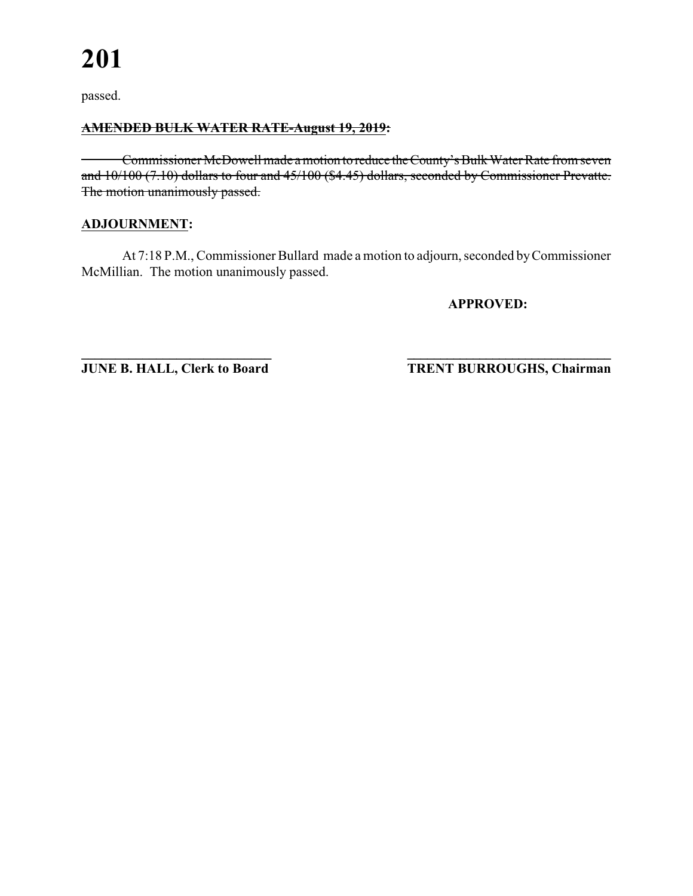passed.

**~~AMENDED BULK WATER RATE-August 19, 2019~~:**

~~Commissioner McDowell made a motion to reduce the County's Bulk Water Rate from seven and 10/100 (7.10) dollars to four and 45/100 ($4.45) dollars, seconded by Commissioner Prevatte. The motion unanimously passed.~~

**ADJOURNMENT:**

At 7:18 P.M., Commissioner Bullard made a motion to adjourn, seconded by Commissioner McMillian. The motion unanimously passed.

**APPROVED:**

**JUNE B. HALL, Clerk to Board** **TRENT BURROUGHS, Chairman**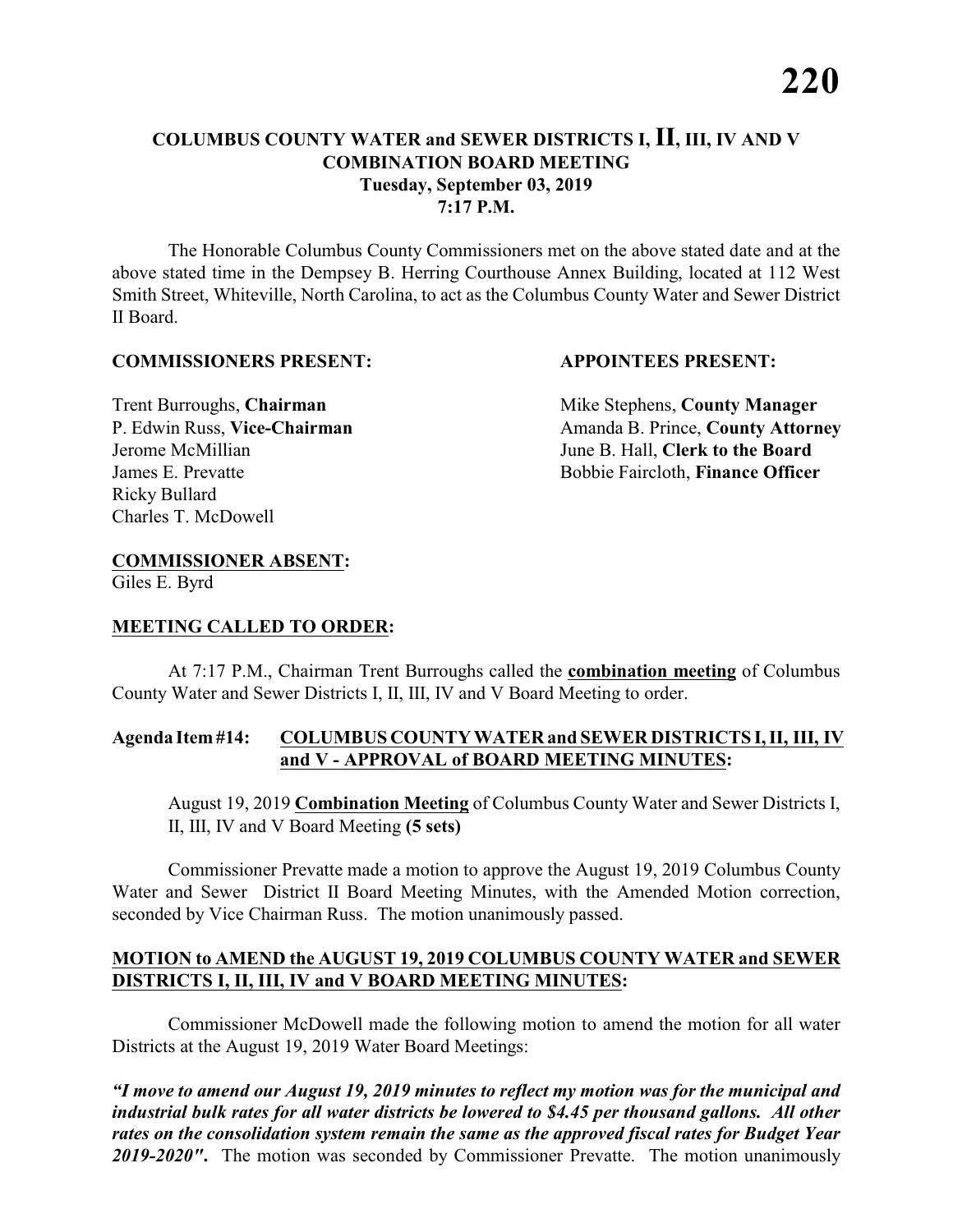## COLUMBUS COUNTY WATER and SEWER DISTRICTS I, II, III, IV AND V COMBINATION BOARD MEETING
### Tuesday, September 03, 2019
### 7:17 P.M.

The Honorable Columbus County Commissioners met on the above stated date and at the above stated time in the Dempsey B. Herring Courthouse Annex Building, located at 112 West Smith Street, Whiteville, North Carolina, to act as the Columbus County Water and Sewer District II Board.

**COMMISSIONERS PRESENT:**

Trent Burroughs, **Chairman**
P. Edwin Russ, **Vice-Chairman**
Jerome McMillian
James E. Prevatte
Ricky Bullard
Charles T. McDowell

**APPOINTEES PRESENT:**

Mike Stephens, **County Manager**
Amanda B. Prince, **County Attorney**
June B. Hall, **Clerk to the Board**
Bobbie Faircloth, **Finance Officer**

**COMMISSIONER ABSENT:**
Giles E. Byrd

**MEETING CALLED TO ORDER:**

At 7:17 P.M., Chairman Trent Burroughs called the **combination meeting** of Columbus County Water and Sewer Districts I, II, III, IV and V Board Meeting to order.

**Agenda Item #14: COLUMBUS COUNTY WATER and SEWER DISTRICTS I, II, III, IV and V - APPROVAL of BOARD MEETING MINUTES:**

August 19, 2019 **Combination Meeting** of Columbus County Water and Sewer Districts I, II, III, IV and V Board Meeting **(5 sets)**

Commissioner Prevatte made a motion to approve the August 19, 2019 Columbus County Water and Sewer District II Board Meeting Minutes, with the Amended Motion correction, seconded by Vice Chairman Russ. The motion unanimously passed.

**MOTION to AMEND the AUGUST 19, 2019 COLUMBUS COUNTY WATER and SEWER DISTRICTS I, II, III, IV and V BOARD MEETING MINUTES:**

Commissioner McDowell made the following motion to amend the motion for all water Districts at the August 19, 2019 Water Board Meetings:

***"I move to amend our August 19, 2019 minutes to reflect my motion was for the municipal and industrial bulk rates for all water districts be lowered to $4.45 per thousand gallons. All other rates on the consolidation system remain the same as the approved fiscal rates for Budget Year 2019-2020".*** The motion was seconded by Commissioner Prevatte. The motion unanimously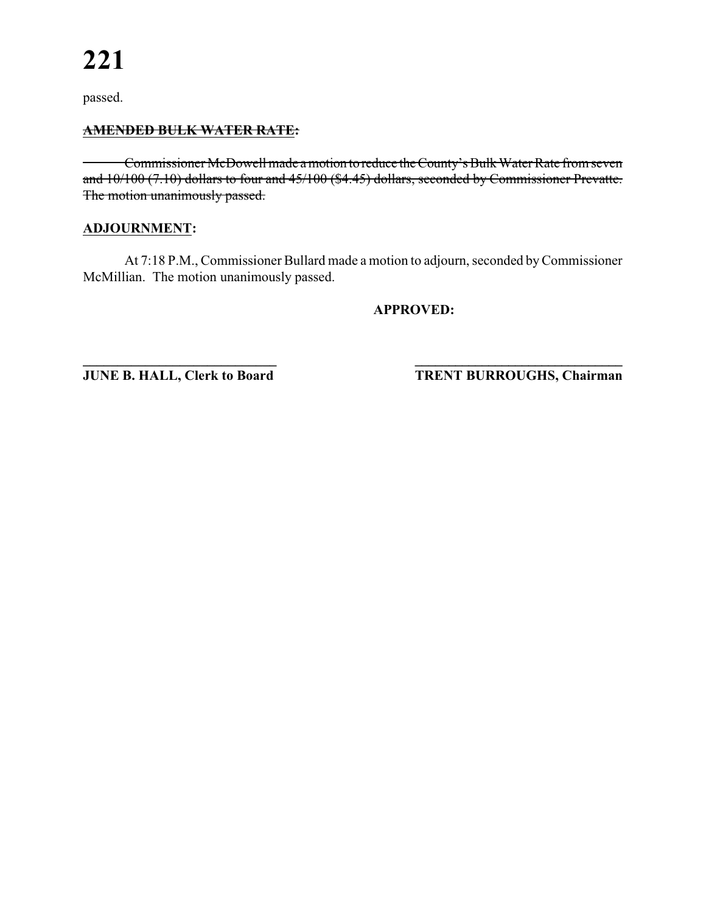passed.

**~~<u>AMENDED BULK WATER RATE</u>:~~**

~~Commissioner McDowell made a motion to reduce the County's Bulk Water Rate from seven and 10/100 (7.10) dollars to four and 45/100 ($4.45) dollars, seconded by Commissioner Prevatte. The motion unanimously passed.~~

**<u>ADJOURNMENT</u>:**

At 7:18 P.M., Commissioner Bullard made a motion to adjourn, seconded by Commissioner McMillian. The motion unanimously passed.

**APPROVED:**

**\_\_\_\_\_\_\_\_\_\_\_\_\_\_\_\_\_\_\_\_\_\_\_\_\_\_\_\_\_\_**
**JUNE B. HALL, Clerk to Board**

**\_\_\_\_\_\_\_\_\_\_\_\_\_\_\_\_\_\_\_\_\_\_\_\_\_\_\_\_\_\_**
**TRENT BURROUGHS, Chairman**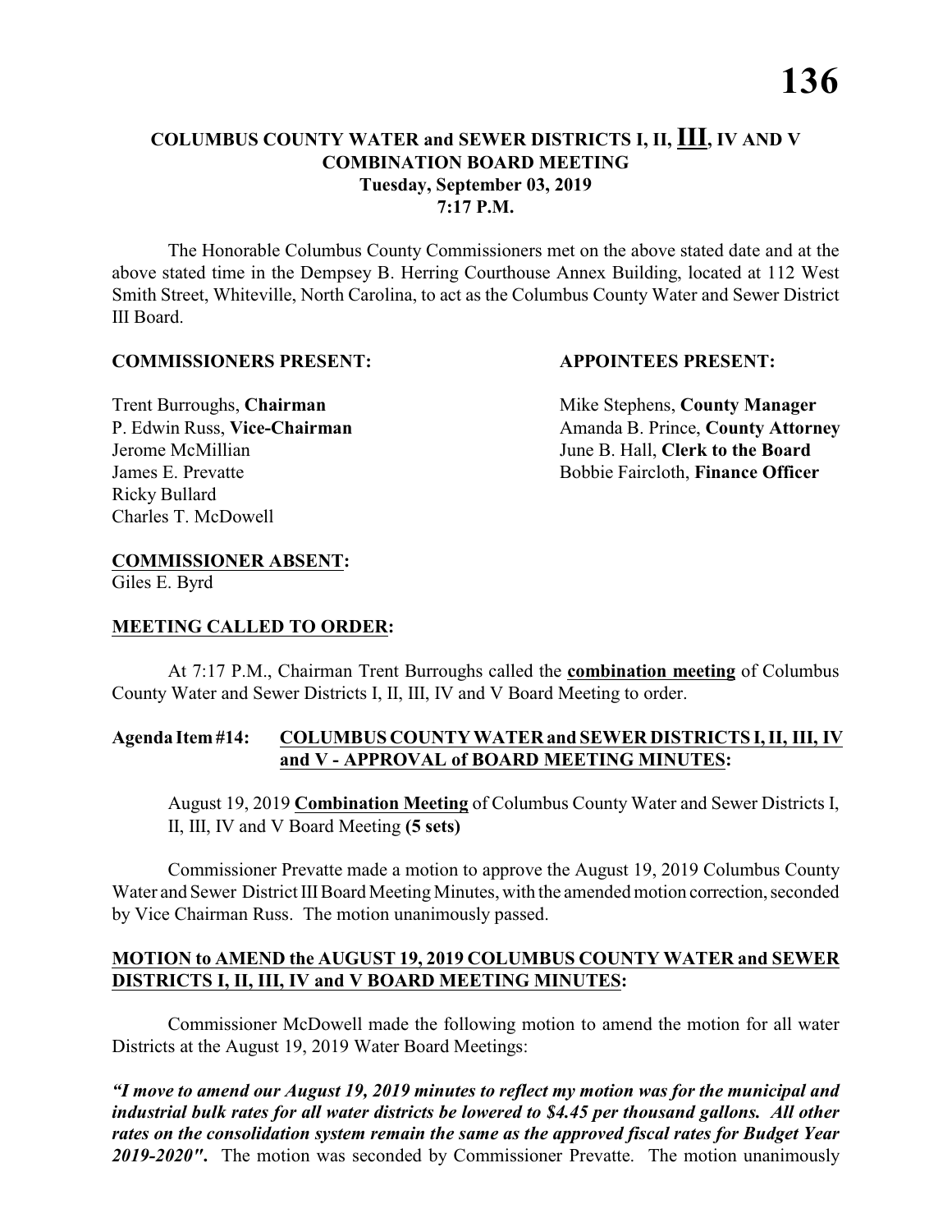# COLUMBUS COUNTY WATER and SEWER DISTRICTS I, II, III, IV AND V COMBINATION BOARD MEETING
## Tuesday, September 03, 2019
## 7:17 P.M.

The Honorable Columbus County Commissioners met on the above stated date and at the above stated time in the Dempsey B. Herring Courthouse Annex Building, located at 112 West Smith Street, Whiteville, North Carolina, to act as the Columbus County Water and Sewer District III Board.

**COMMISSIONERS PRESENT:**

Trent Burroughs, **Chairman**
P. Edwin Russ, **Vice-Chairman**
Jerome McMillian
James E. Prevatte
Ricky Bullard
Charles T. McDowell

**APPOINTEES PRESENT:**

Mike Stephens, **County Manager**
Amanda B. Prince, **County Attorney**
June B. Hall, **Clerk to the Board**
Bobbie Faircloth, **Finance Officer**

**COMMISSIONER ABSENT:**
Giles E. Byrd

**MEETING CALLED TO ORDER:**

At 7:17 P.M., Chairman Trent Burroughs called the **combination meeting** of Columbus County Water and Sewer Districts I, II, III, IV and V Board Meeting to order.

**Agenda Item #14: COLUMBUS COUNTY WATER and SEWER DISTRICTS I, II, III, IV and V - APPROVAL of BOARD MEETING MINUTES:**

August 19, 2019 **Combination Meeting** of Columbus County Water and Sewer Districts I, II, III, IV and V Board Meeting **(5 sets)**

Commissioner Prevatte made a motion to approve the August 19, 2019 Columbus County Water and Sewer District III Board Meeting Minutes, with the amended motion correction, seconded by Vice Chairman Russ. The motion unanimously passed.

**MOTION to AMEND the AUGUST 19, 2019 COLUMBUS COUNTY WATER and SEWER DISTRICTS I, II, III, IV and V BOARD MEETING MINUTES:**

Commissioner McDowell made the following motion to amend the motion for all water Districts at the August 19, 2019 Water Board Meetings:

***"I move to amend our August 19, 2019 minutes to reflect my motion was for the municipal and industrial bulk rates for all water districts be lowered to $4.45 per thousand gallons. All other rates on the consolidation system remain the same as the approved fiscal rates for Budget Year 2019-2020".*** The motion was seconded by Commissioner Prevatte. The motion unanimously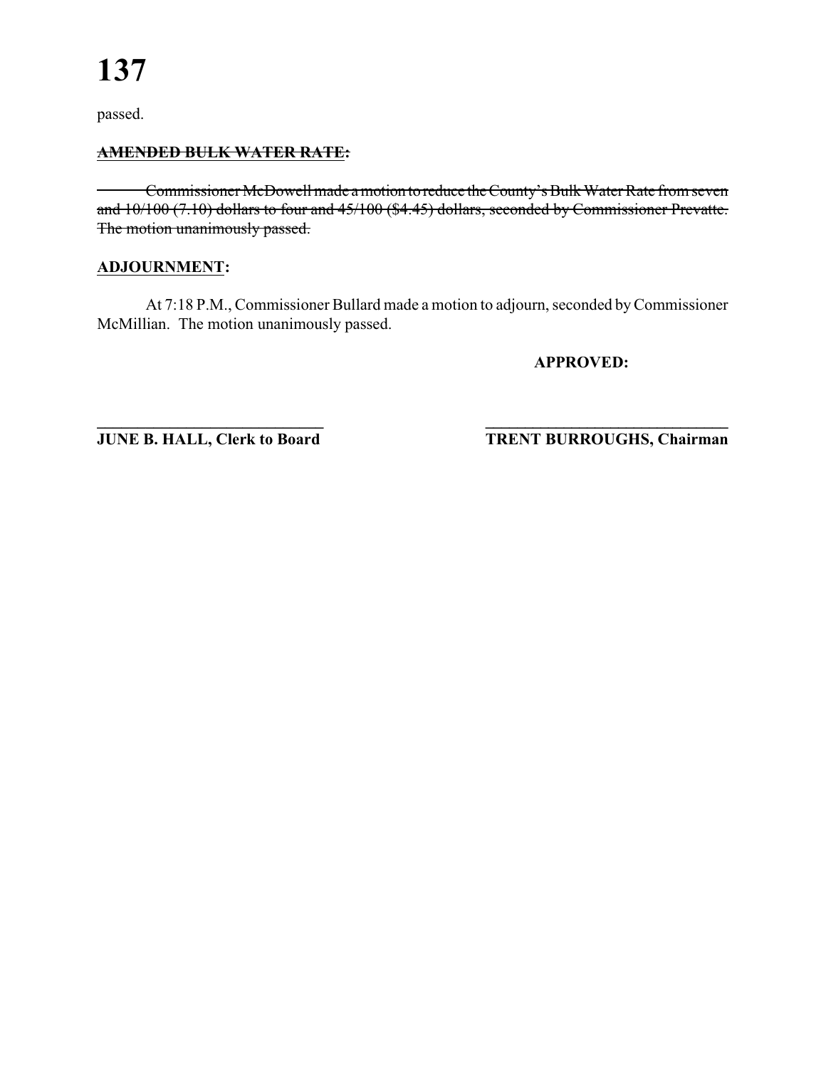passed.

**~~AMENDED BULK WATER RATE~~:**

~~Commissioner McDowell made a motion to reduce the County's Bulk Water Rate from seven and 10/100 (7.10) dollars to four and 45/100 ($4.45) dollars, seconded by Commissioner Prevatte. The motion unanimously passed.~~

**ADJOURNMENT:**

At 7:18 P.M., Commissioner Bullard made a motion to adjourn, seconded by Commissioner McMillian. The motion unanimously passed.

**APPROVED:**

**\_\_\_\_\_\_\_\_\_\_\_\_\_\_\_\_\_\_\_\_\_\_\_\_\_\_\_\_\_\_\_**
**JUNE B. HALL, Clerk to Board**

**\_\_\_\_\_\_\_\_\_\_\_\_\_\_\_\_\_\_\_\_\_\_\_\_\_\_\_\_\_\_\_**
**TRENT BURROUGHS, Chairman**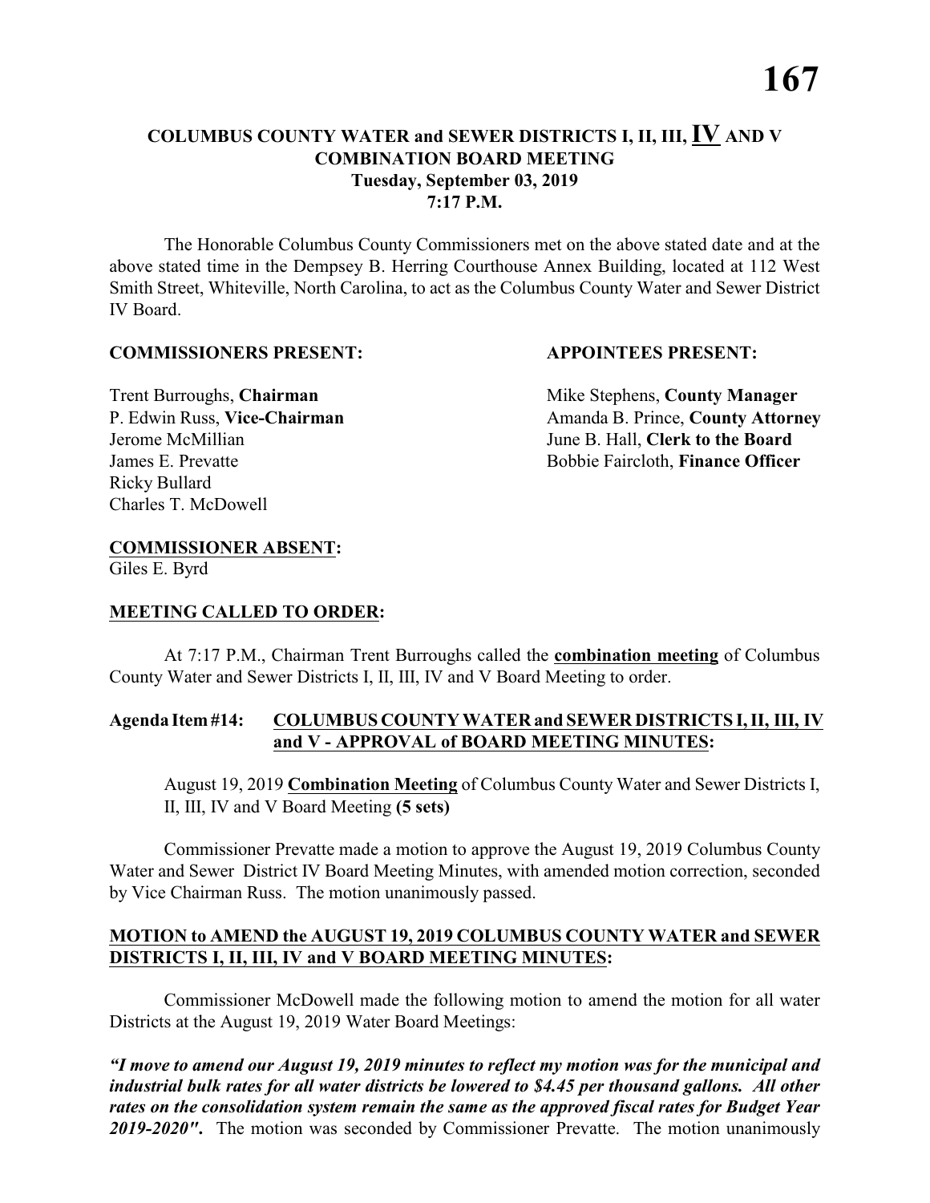# COLUMBUS COUNTY WATER and SEWER DISTRICTS I, II, III, IV AND V COMBINATION BOARD MEETING
**Tuesday, September 03, 2019**
**7:17 P.M.**

The Honorable Columbus County Commissioners met on the above stated date and at the above stated time in the Dempsey B. Herring Courthouse Annex Building, located at 112 West Smith Street, Whiteville, North Carolina, to act as the Columbus County Water and Sewer District IV Board.

**COMMISSIONERS PRESENT:**

Trent Burroughs, **Chairman**
P. Edwin Russ, **Vice-Chairman**
Jerome McMillian
James E. Prevatte
Ricky Bullard
Charles T. McDowell

**APPOINTEES PRESENT:**

Mike Stephens, **County Manager**
Amanda B. Prince, **County Attorney**
June B. Hall, **Clerk to the Board**
Bobbie Faircloth, **Finance Officer**

**COMMISSIONER ABSENT:**
Giles E. Byrd

**MEETING CALLED TO ORDER:**

At 7:17 P.M., Chairman Trent Burroughs called the **combination meeting** of Columbus County Water and Sewer Districts I, II, III, IV and V Board Meeting to order.

**Agenda Item #14: COLUMBUS COUNTY WATER and SEWER DISTRICTS I, II, III, IV and V - APPROVAL of BOARD MEETING MINUTES:**

August 19, 2019 **Combination Meeting** of Columbus County Water and Sewer Districts I, II, III, IV and V Board Meeting **(5 sets)**

Commissioner Prevatte made a motion to approve the August 19, 2019 Columbus County Water and Sewer District IV Board Meeting Minutes, with amended motion correction, seconded by Vice Chairman Russ. The motion unanimously passed.

**MOTION to AMEND the AUGUST 19, 2019 COLUMBUS COUNTY WATER and SEWER DISTRICTS I, II, III, IV and V BOARD MEETING MINUTES:**

Commissioner McDowell made the following motion to amend the motion for all water Districts at the August 19, 2019 Water Board Meetings:

***"I move to amend our August 19, 2019 minutes to reflect my motion was for the municipal and industrial bulk rates for all water districts be lowered to $4.45 per thousand gallons. All other rates on the consolidation system remain the same as the approved fiscal rates for Budget Year 2019-2020".*** The motion was seconded by Commissioner Prevatte. The motion unanimously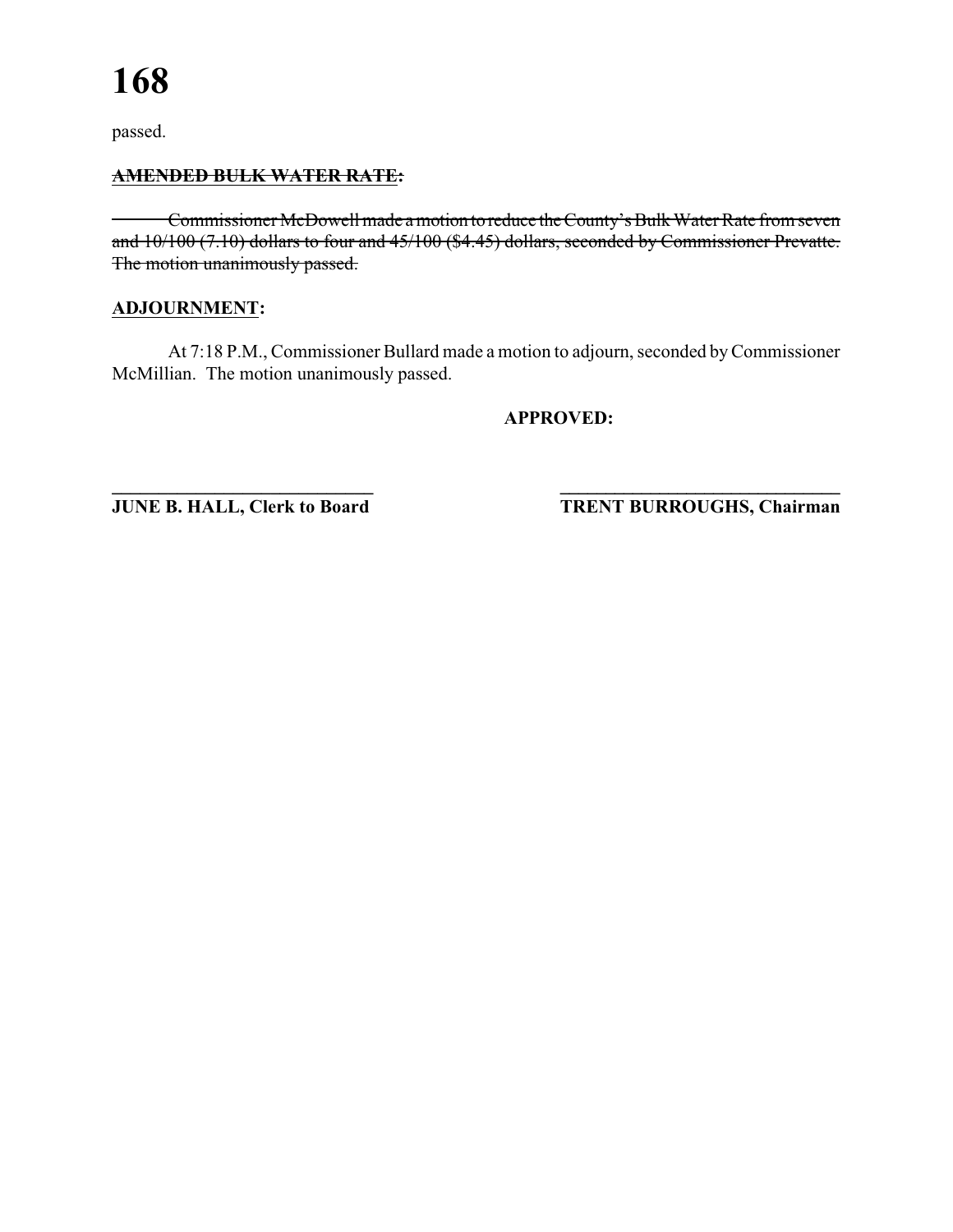passed.

**~~<u>AMENDED BULK WATER RATE</u>:~~**

~~Commissioner McDowell made a motion to reduce the County's Bulk Water Rate from seven and 10/100 (7.10) dollars to four and 45/100 ($4.45) dollars, seconded by Commissioner Prevatte. The motion unanimously passed.~~

**<u>ADJOURNMENT</u>:**

At 7:18 P.M., Commissioner Bullard made a motion to adjourn, seconded by Commissioner McMillian. The motion unanimously passed.

**APPROVED:**

**\_\_\_\_\_\_\_\_\_\_\_\_\_\_\_\_\_\_\_\_\_\_\_\_\_\_\_\_\_\_**
**JUNE B. HALL, Clerk to Board**

**\_\_\_\_\_\_\_\_\_\_\_\_\_\_\_\_\_\_\_\_\_\_\_\_\_\_\_\_\_\_\_\_\_\_**
**TRENT BURROUGHS, Chairman**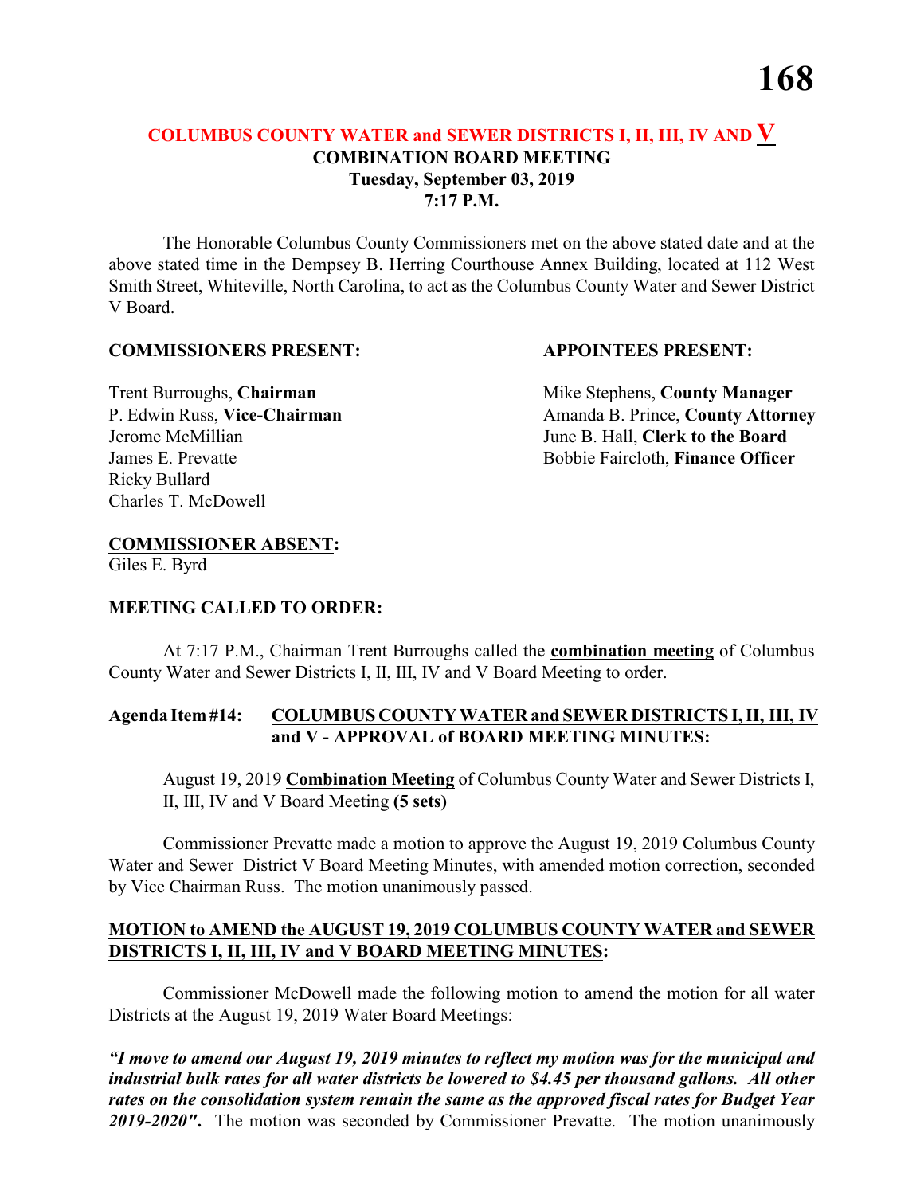## COLUMBUS COUNTY WATER and SEWER DISTRICTS I, II, III, IV AND V
### COMBINATION BOARD MEETING
### Tuesday, September 03, 2019
### 7:17 P.M.

The Honorable Columbus County Commissioners met on the above stated date and at the above stated time in the Dempsey B. Herring Courthouse Annex Building, located at 112 West Smith Street, Whiteville, North Carolina, to act as the Columbus County Water and Sewer District V Board.

**COMMISSIONERS PRESENT:**

Trent Burroughs, **Chairman**
P. Edwin Russ, **Vice-Chairman**
Jerome McMillian
James E. Prevatte
Ricky Bullard
Charles T. McDowell

**APPOINTEES PRESENT:**

Mike Stephens, **County Manager**
Amanda B. Prince, **County Attorney**
June B. Hall, **Clerk to the Board**
Bobbie Faircloth, **Finance Officer**

**COMMISSIONER ABSENT:**
Giles E. Byrd

**MEETING CALLED TO ORDER:**

At 7:17 P.M., Chairman Trent Burroughs called the **combination meeting** of Columbus County Water and Sewer Districts I, II, III, IV and V Board Meeting to order.

**Agenda Item #14: COLUMBUS COUNTY WATER and SEWER DISTRICTS I, II, III, IV and V - APPROVAL of BOARD MEETING MINUTES:**

August 19, 2019 **Combination Meeting** of Columbus County Water and Sewer Districts I, II, III, IV and V Board Meeting **(5 sets)**

Commissioner Prevatte made a motion to approve the August 19, 2019 Columbus County Water and Sewer District V Board Meeting Minutes, with amended motion correction, seconded by Vice Chairman Russ. The motion unanimously passed.

**MOTION to AMEND the AUGUST 19, 2019 COLUMBUS COUNTY WATER and SEWER DISTRICTS I, II, III, IV and V BOARD MEETING MINUTES:**

Commissioner McDowell made the following motion to amend the motion for all water Districts at the August 19, 2019 Water Board Meetings:

***"I move to amend our August 19, 2019 minutes to reflect my motion was for the municipal and industrial bulk rates for all water districts be lowered to $4.45 per thousand gallons. All other rates on the consolidation system remain the same as the approved fiscal rates for Budget Year 2019-2020".*** The motion was seconded by Commissioner Prevatte. The motion unanimously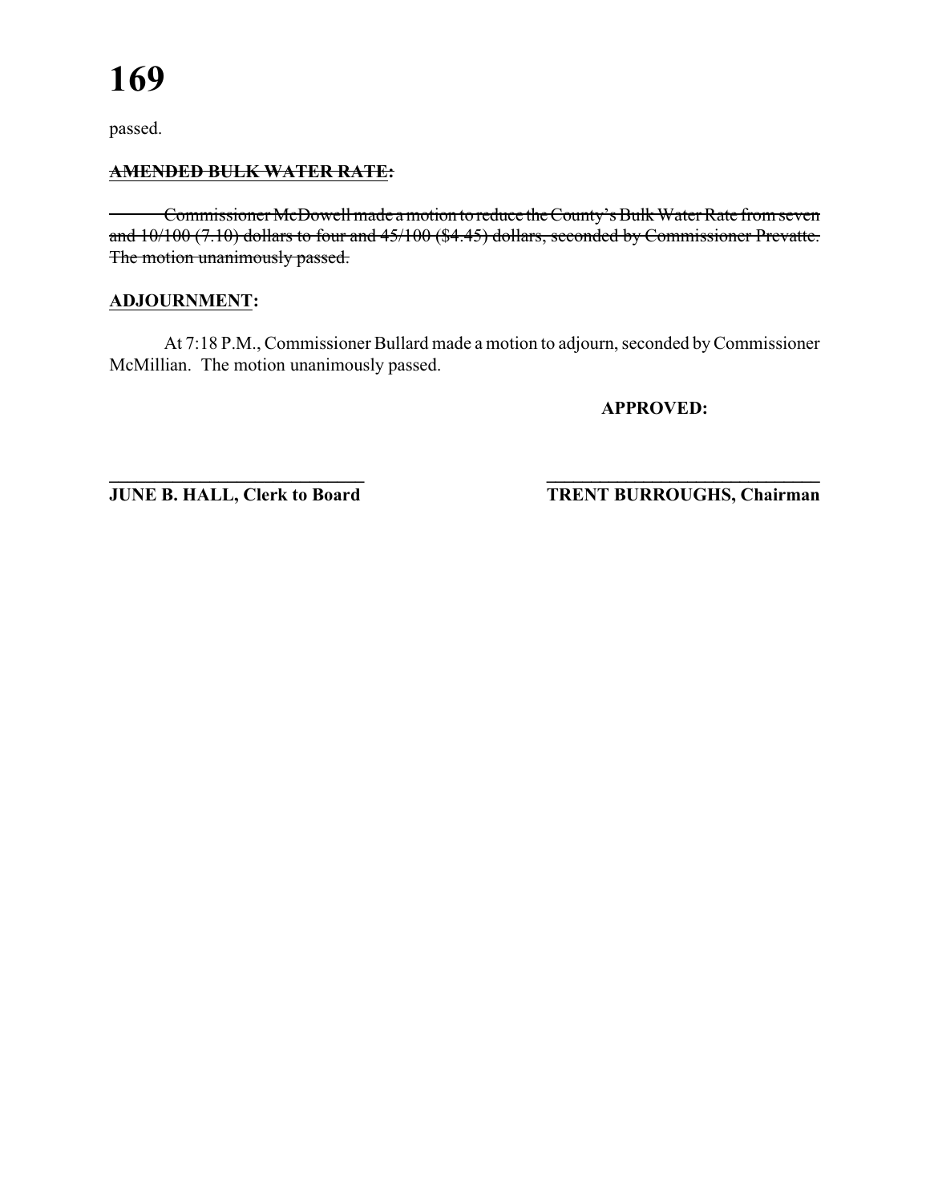passed.

**~~AMENDED BULK WATER RATE~~:**

~~Commissioner McDowell made a motion to reduce the County's Bulk Water Rate from seven and 10/100 (7.10) dollars to four and 45/100 ($4.45) dollars, seconded by Commissioner Prevatte. The motion unanimously passed.~~

**ADJOURNMENT:**

At 7:18 P.M., Commissioner Bullard made a motion to adjourn, seconded by Commissioner McMillian. The motion unanimously passed.

**APPROVED:**

**\_\_\_\_\_\_\_\_\_\_\_\_\_\_\_\_\_\_\_\_\_\_\_\_\_\_\_\_\_\_**
**JUNE B. HALL, Clerk to Board**

**\_\_\_\_\_\_\_\_\_\_\_\_\_\_\_\_\_\_\_\_\_\_\_\_\_\_\_\_\_\_**
**TRENT BURROUGHS, Chairman**